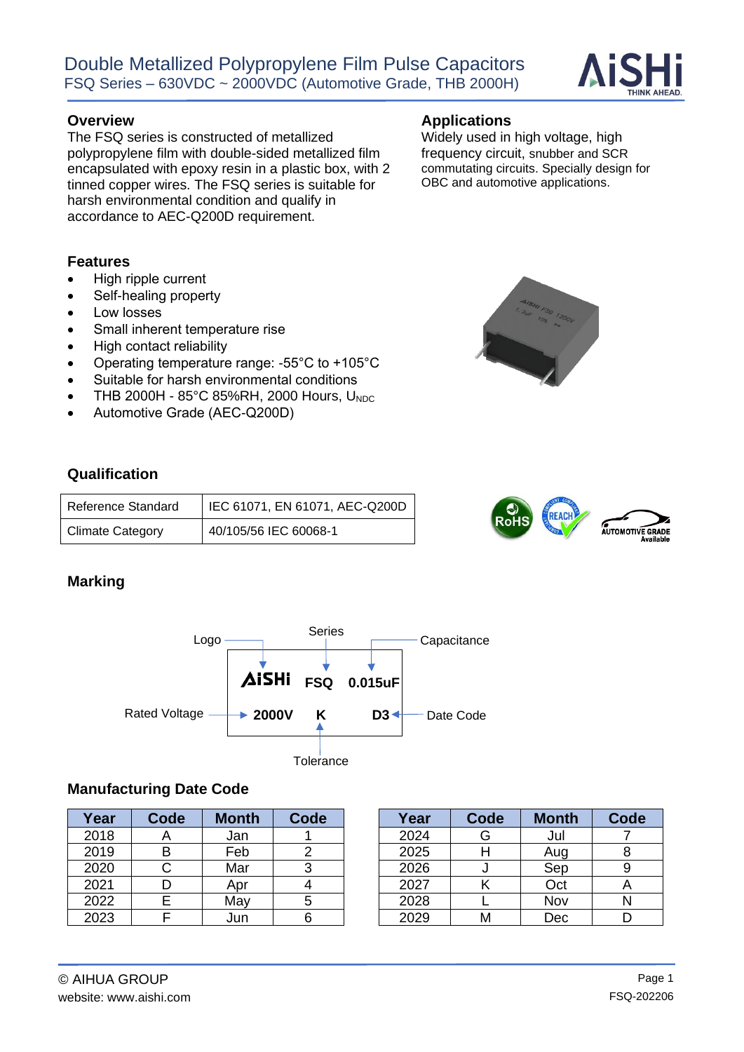# Double Metallized Polypropylene Film Pulse Capacitors

FSQ Series – 630VDC ~ 2000VDC (Automotive Grade, THB 2000H)

## Overview

The FSQ series is constructed of metallized polypropylene film with double-sided metallized film encapsulated with epoxy resin in a plastic box, with 2 tinned copper wires. The FSQ series is suitable for harsh environmental condition and qualify in accordance to AEC-Q200D requirement.

## Applications

Widely used in high voltage, high frequency circuit, snubber and SCR commutating circuits. Specially design for OBC and automotive applications.

## Features

- High ripple current
- Self-healing property
- Low losses
- Small inherent temperature rise
- High contact reliability
- Operating temperature range: -55°C to +105°C
- Suitable for harsh environmental conditions
- THB 2000H - 85°C 85%RH, 2000 Hours, $U_{NDC}$
- Automotive Grade (AEC-Q200D)

## Qualification

| Reference Standard | IEC 61071, EN 61071, AEC-Q200D |
|---|---|
| Climate Category | 40/105/56 IEC 60068-1 |

## Marking

| Label | Example |
|---|---|
| Logo | AiSHi |
| Series | FSQ |
| Capacitance | 0.015uF |
| Rated Voltage | 2000V |
| Tolerance | K |
| Date Code | D3 |

## Manufacturing Date Code

| Year | Code | Month | Code |
|---|---|---|---|
| 2018 | A | Jan | 1 |
| 2019 | B | Feb | 2 |
| 2020 | C | Mar | 3 |
| 2021 | D | Apr | 4 |
| 2022 | E | May | 5 |
| 2023 | F | Jun | 6 |

| Year | Code | Month | Code |
|---|---|---|---|
| 2024 | G | Jul | 7 |
| 2025 | H | Aug | 8 |
| 2026 | J | Sep | 9 |
| 2027 | K | Oct | A |
| 2028 | L | Nov | N |
| 2029 | M | Dec | D |

© AIHUA GROUP
website: www.aishi.com

FSQ-202206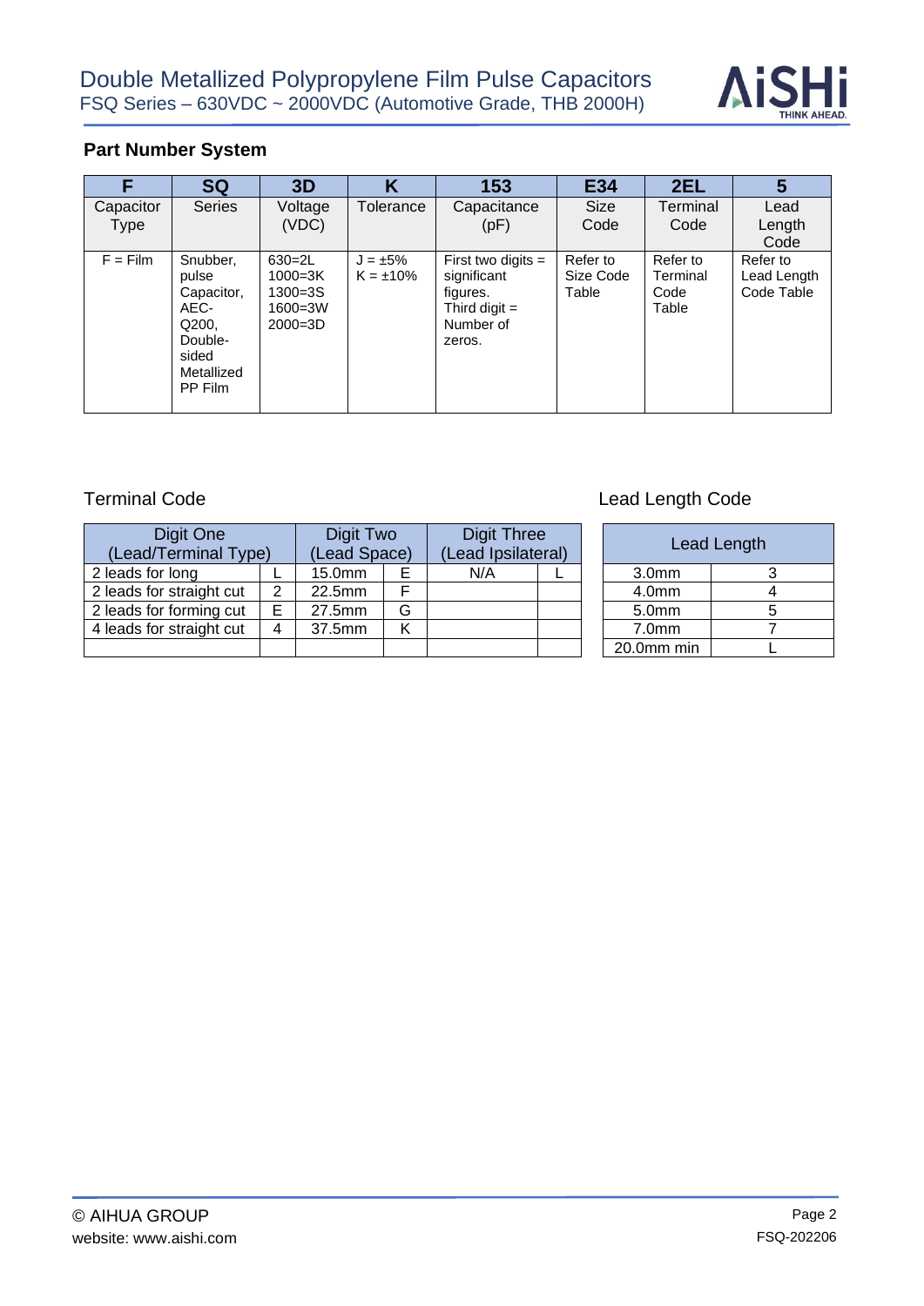## Part Number System

| F | SQ | 3D | K | 153 | E34 | 2EL | 5 |
|---|---|---|---|---|---|---|---|
| Capacitor Type | Series | Voltage (VDC) | Tolerance | Capacitance (pF) | Size Code | Terminal Code | Lead Length Code |
| F = Film | Snubber, pulse Capacitor, AEC-Q200, Double-sided Metallized PP Film | 630=2L<br>1000=3K<br>1300=3S<br>1600=3W<br>2000=3D | J = ±5%<br>K = ±10% | First two digits = significant figures. Third digit = Number of zeros. | Refer to Size Code Table | Refer to Terminal Code Table | Refer to Lead Length Code Table |

### Terminal Code

| Digit One (Lead/Terminal Type) | | Digit Two (Lead Space) | | Digit Three (Lead Ipsilateral) | |
|---|---|---|---|---|---|
| 2 leads for long | L | 15.0mm | E | N/A | L |
| 2 leads for straight cut | 2 | 22.5mm | F | | |
| 2 leads for forming cut | E | 27.5mm | G | | |
| 4 leads for straight cut | 4 | 37.5mm | K | | |
| | | | | | |

### Lead Length Code

| Lead Length | |
|---|---|
| 3.0mm | 3 |
| 4.0mm | 4 |
| 5.0mm | 5 |
| 7.0mm | 7 |
| 20.0mm min | L |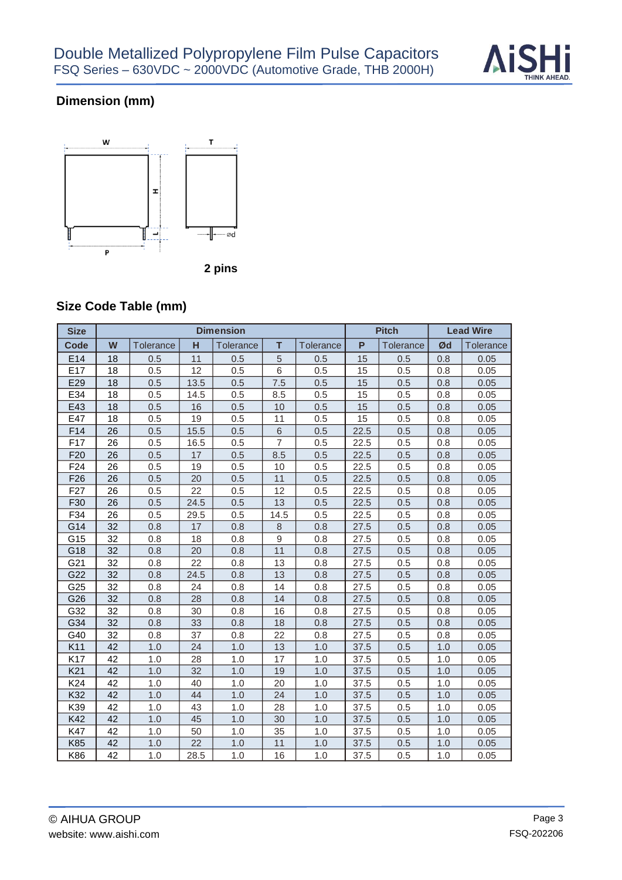## Dimension (mm)

2 pins

## Size Code Table (mm)

| Size | Dimension | | | | | | Pitch | | Lead Wire | |
|---|---|---|---|---|---|---|---|---|---|---|
| Code | W | Tolerance | H | Tolerance | T | Tolerance | P | Tolerance | Ød | Tolerance |
| E14 | 18 | 0.5 | 11 | 0.5 | 5 | 0.5 | 15 | 0.5 | 0.8 | 0.05 |
| E17 | 18 | 0.5 | 12 | 0.5 | 6 | 0.5 | 15 | 0.5 | 0.8 | 0.05 |
| E29 | 18 | 0.5 | 13.5 | 0.5 | 7.5 | 0.5 | 15 | 0.5 | 0.8 | 0.05 |
| E34 | 18 | 0.5 | 14.5 | 0.5 | 8.5 | 0.5 | 15 | 0.5 | 0.8 | 0.05 |
| E43 | 18 | 0.5 | 16 | 0.5 | 10 | 0.5 | 15 | 0.5 | 0.8 | 0.05 |
| E47 | 18 | 0.5 | 19 | 0.5 | 11 | 0.5 | 15 | 0.5 | 0.8 | 0.05 |
| F14 | 26 | 0.5 | 15.5 | 0.5 | 6 | 0.5 | 22.5 | 0.5 | 0.8 | 0.05 |
| F17 | 26 | 0.5 | 16.5 | 0.5 | 7 | 0.5 | 22.5 | 0.5 | 0.8 | 0.05 |
| F20 | 26 | 0.5 | 17 | 0.5 | 8.5 | 0.5 | 22.5 | 0.5 | 0.8 | 0.05 |
| F24 | 26 | 0.5 | 19 | 0.5 | 10 | 0.5 | 22.5 | 0.5 | 0.8 | 0.05 |
| F26 | 26 | 0.5 | 20 | 0.5 | 11 | 0.5 | 22.5 | 0.5 | 0.8 | 0.05 |
| F27 | 26 | 0.5 | 22 | 0.5 | 12 | 0.5 | 22.5 | 0.5 | 0.8 | 0.05 |
| F30 | 26 | 0.5 | 24.5 | 0.5 | 13 | 0.5 | 22.5 | 0.5 | 0.8 | 0.05 |
| F34 | 26 | 0.5 | 29.5 | 0.5 | 14.5 | 0.5 | 22.5 | 0.5 | 0.8 | 0.05 |
| G14 | 32 | 0.8 | 17 | 0.8 | 8 | 0.8 | 27.5 | 0.5 | 0.8 | 0.05 |
| G15 | 32 | 0.8 | 18 | 0.8 | 9 | 0.8 | 27.5 | 0.5 | 0.8 | 0.05 |
| G18 | 32 | 0.8 | 20 | 0.8 | 11 | 0.8 | 27.5 | 0.5 | 0.8 | 0.05 |
| G21 | 32 | 0.8 | 22 | 0.8 | 13 | 0.8 | 27.5 | 0.5 | 0.8 | 0.05 |
| G22 | 32 | 0.8 | 24.5 | 0.8 | 13 | 0.8 | 27.5 | 0.5 | 0.8 | 0.05 |
| G25 | 32 | 0.8 | 24 | 0.8 | 14 | 0.8 | 27.5 | 0.5 | 0.8 | 0.05 |
| G26 | 32 | 0.8 | 28 | 0.8 | 14 | 0.8 | 27.5 | 0.5 | 0.8 | 0.05 |
| G32 | 32 | 0.8 | 30 | 0.8 | 16 | 0.8 | 27.5 | 0.5 | 0.8 | 0.05 |
| G34 | 32 | 0.8 | 33 | 0.8 | 18 | 0.8 | 27.5 | 0.5 | 0.8 | 0.05 |
| G40 | 32 | 0.8 | 37 | 0.8 | 22 | 0.8 | 27.5 | 0.5 | 0.8 | 0.05 |
| K11 | 42 | 1.0 | 24 | 1.0 | 13 | 1.0 | 37.5 | 0.5 | 1.0 | 0.05 |
| K17 | 42 | 1.0 | 28 | 1.0 | 17 | 1.0 | 37.5 | 0.5 | 1.0 | 0.05 |
| K21 | 42 | 1.0 | 32 | 1.0 | 19 | 1.0 | 37.5 | 0.5 | 1.0 | 0.05 |
| K24 | 42 | 1.0 | 40 | 1.0 | 20 | 1.0 | 37.5 | 0.5 | 1.0 | 0.05 |
| K32 | 42 | 1.0 | 44 | 1.0 | 24 | 1.0 | 37.5 | 0.5 | 1.0 | 0.05 |
| K39 | 42 | 1.0 | 43 | 1.0 | 28 | 1.0 | 37.5 | 0.5 | 1.0 | 0.05 |
| K42 | 42 | 1.0 | 45 | 1.0 | 30 | 1.0 | 37.5 | 0.5 | 1.0 | 0.05 |
| K47 | 42 | 1.0 | 50 | 1.0 | 35 | 1.0 | 37.5 | 0.5 | 1.0 | 0.05 |
| K85 | 42 | 1.0 | 22 | 1.0 | 11 | 1.0 | 37.5 | 0.5 | 1.0 | 0.05 |
| K86 | 42 | 1.0 | 28.5 | 1.0 | 16 | 1.0 | 37.5 | 0.5 | 1.0 | 0.05 |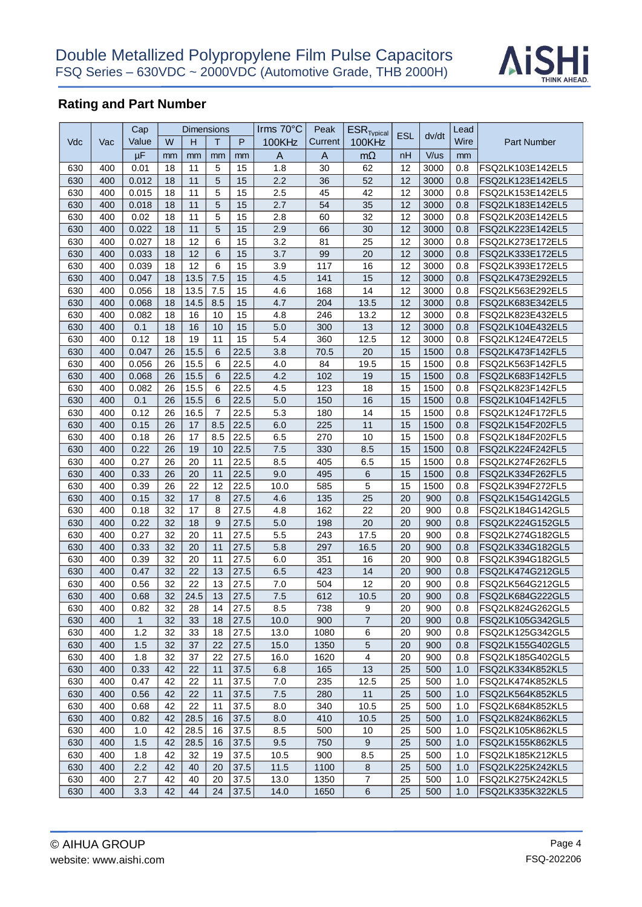## Rating and Part Number

| Vdc | Vac | Cap Value | Dimensions | | | | Irms 70°C 100KHz | Peak Current | $ESR_{Typical}$ 100KHz | ESL | dv/dt | Lead Wire | Part Number |
|---|---|---|---|---|---|---|---|---|---|---|---|---|---|
| | | | W | H | T | P | | | | | | | |
| | | µF | mm | mm | mm | mm | A | A | mΩ | nH | V/us | mm | |
| 630 | 400 | 0.01 | 18 | 11 | 5 | 15 | 1.8 | 30 | 62 | 12 | 3000 | 0.8 | FSQ2LK103E142EL5 |
| 630 | 400 | 0.012 | 18 | 11 | 5 | 15 | 2.2 | 36 | 52 | 12 | 3000 | 0.8 | FSQ2LK123E142EL5 |
| 630 | 400 | 0.015 | 18 | 11 | 5 | 15 | 2.5 | 45 | 42 | 12 | 3000 | 0.8 | FSQ2LK153E142EL5 |
| 630 | 400 | 0.018 | 18 | 11 | 5 | 15 | 2.7 | 54 | 35 | 12 | 3000 | 0.8 | FSQ2LK183E142EL5 |
| 630 | 400 | 0.02 | 18 | 11 | 5 | 15 | 2.8 | 60 | 32 | 12 | 3000 | 0.8 | FSQ2LK203E142EL5 |
| 630 | 400 | 0.022 | 18 | 11 | 5 | 15 | 2.9 | 66 | 30 | 12 | 3000 | 0.8 | FSQ2LK223E142EL5 |
| 630 | 400 | 0.027 | 18 | 12 | 6 | 15 | 3.2 | 81 | 25 | 12 | 3000 | 0.8 | FSQ2LK273E172EL5 |
| 630 | 400 | 0.033 | 18 | 12 | 6 | 15 | 3.7 | 99 | 20 | 12 | 3000 | 0.8 | FSQ2LK333E172EL5 |
| 630 | 400 | 0.039 | 18 | 12 | 6 | 15 | 3.9 | 117 | 16 | 12 | 3000 | 0.8 | FSQ2LK393E172EL5 |
| 630 | 400 | 0.047 | 18 | 13.5 | 7.5 | 15 | 4.5 | 141 | 15 | 12 | 3000 | 0.8 | FSQ2LK473E292EL5 |
| 630 | 400 | 0.056 | 18 | 13.5 | 7.5 | 15 | 4.6 | 168 | 14 | 12 | 3000 | 0.8 | FSQ2LK563E292EL5 |
| 630 | 400 | 0.068 | 18 | 14.5 | 8.5 | 15 | 4.7 | 204 | 13.5 | 12 | 3000 | 0.8 | FSQ2LK683E342EL5 |
| 630 | 400 | 0.082 | 18 | 16 | 10 | 15 | 4.8 | 246 | 13.2 | 12 | 3000 | 0.8 | FSQ2LK823E432EL5 |
| 630 | 400 | 0.1 | 18 | 16 | 10 | 15 | 5.0 | 300 | 13 | 12 | 3000 | 0.8 | FSQ2LK104E432EL5 |
| 630 | 400 | 0.12 | 18 | 19 | 11 | 15 | 5.4 | 360 | 12.5 | 12 | 3000 | 0.8 | FSQ2LK124E472EL5 |
| 630 | 400 | 0.047 | 26 | 15.5 | 6 | 22.5 | 3.8 | 70.5 | 20 | 15 | 1500 | 0.8 | FSQ2LK473F142FL5 |
| 630 | 400 | 0.056 | 26 | 15.5 | 6 | 22.5 | 4.0 | 84 | 19.5 | 15 | 1500 | 0.8 | FSQ2LK563F142FL5 |
| 630 | 400 | 0.068 | 26 | 15.5 | 6 | 22.5 | 4.2 | 102 | 19 | 15 | 1500 | 0.8 | FSQ2LK683F142FL5 |
| 630 | 400 | 0.082 | 26 | 15.5 | 6 | 22.5 | 4.5 | 123 | 18 | 15 | 1500 | 0.8 | FSQ2LK823F142FL5 |
| 630 | 400 | 0.1 | 26 | 15.5 | 6 | 22.5 | 5.0 | 150 | 16 | 15 | 1500 | 0.8 | FSQ2LK104F142FL5 |
| 630 | 400 | 0.12 | 26 | 16.5 | 7 | 22.5 | 5.3 | 180 | 14 | 15 | 1500 | 0.8 | FSQ2LK124F172FL5 |
| 630 | 400 | 0.15 | 26 | 17 | 8.5 | 22.5 | 6.0 | 225 | 11 | 15 | 1500 | 0.8 | FSQ2LK154F202FL5 |
| 630 | 400 | 0.18 | 26 | 17 | 8.5 | 22.5 | 6.5 | 270 | 10 | 15 | 1500 | 0.8 | FSQ2LK184F202FL5 |
| 630 | 400 | 0.22 | 26 | 19 | 10 | 22.5 | 7.5 | 330 | 8.5 | 15 | 1500 | 0.8 | FSQ2LK224F242FL5 |
| 630 | 400 | 0.27 | 26 | 20 | 11 | 22.5 | 8.5 | 405 | 6.5 | 15 | 1500 | 0.8 | FSQ2LK274F262FL5 |
| 630 | 400 | 0.33 | 26 | 20 | 11 | 22.5 | 9.0 | 495 | 6 | 15 | 1500 | 0.8 | FSQ2LK334F262FL5 |
| 630 | 400 | 0.39 | 26 | 22 | 12 | 22.5 | 10.0 | 585 | 5 | 15 | 1500 | 0.8 | FSQ2LK394F272FL5 |
| 630 | 400 | 0.15 | 32 | 17 | 8 | 27.5 | 4.6 | 135 | 25 | 20 | 900 | 0.8 | FSQ2LK154G142GL5 |
| 630 | 400 | 0.18 | 32 | 17 | 8 | 27.5 | 4.8 | 162 | 22 | 20 | 900 | 0.8 | FSQ2LK184G142GL5 |
| 630 | 400 | 0.22 | 32 | 18 | 9 | 27.5 | 5.0 | 198 | 20 | 20 | 900 | 0.8 | FSQ2LK224G152GL5 |
| 630 | 400 | 0.27 | 32 | 20 | 11 | 27.5 | 5.5 | 243 | 17.5 | 20 | 900 | 0.8 | FSQ2LK274G182GL5 |
| 630 | 400 | 0.33 | 32 | 20 | 11 | 27.5 | 5.8 | 297 | 16.5 | 20 | 900 | 0.8 | FSQ2LK334G182GL5 |
| 630 | 400 | 0.39 | 32 | 20 | 11 | 27.5 | 6.0 | 351 | 16 | 20 | 900 | 0.8 | FSQ2LK394G182GL5 |
| 630 | 400 | 0.47 | 32 | 22 | 13 | 27.5 | 6.5 | 423 | 14 | 20 | 900 | 0.8 | FSQ2LK474G212GL5 |
| 630 | 400 | 0.56 | 32 | 22 | 13 | 27.5 | 7.0 | 504 | 12 | 20 | 900 | 0.8 | FSQ2LK564G212GL5 |
| 630 | 400 | 0.68 | 32 | 24.5 | 13 | 27.5 | 7.5 | 612 | 10.5 | 20 | 900 | 0.8 | FSQ2LK684G222GL5 |
| 630 | 400 | 0.82 | 32 | 28 | 14 | 27.5 | 8.5 | 738 | 9 | 20 | 900 | 0.8 | FSQ2LK824G262GL5 |
| 630 | 400 | 1 | 32 | 33 | 18 | 27.5 | 10.0 | 900 | 7 | 20 | 900 | 0.8 | FSQ2LK105G342GL5 |
| 630 | 400 | 1.2 | 32 | 33 | 18 | 27.5 | 13.0 | 1080 | 6 | 20 | 900 | 0.8 | FSQ2LK125G342GL5 |
| 630 | 400 | 1.5 | 32 | 37 | 22 | 27.5 | 15.0 | 1350 | 5 | 20 | 900 | 0.8 | FSQ2LK155G402GL5 |
| 630 | 400 | 1.8 | 32 | 37 | 22 | 27.5 | 16.0 | 1620 | 4 | 20 | 900 | 0.8 | FSQ2LK185G402GL5 |
| 630 | 400 | 0.33 | 42 | 22 | 11 | 37.5 | 6.8 | 165 | 13 | 25 | 500 | 1.0 | FSQ2LK334K852KL5 |
| 630 | 400 | 0.47 | 42 | 22 | 11 | 37.5 | 7.0 | 235 | 12.5 | 25 | 500 | 1.0 | FSQ2LK474K852KL5 |
| 630 | 400 | 0.56 | 42 | 22 | 11 | 37.5 | 7.5 | 280 | 11 | 25 | 500 | 1.0 | FSQ2LK564K852KL5 |
| 630 | 400 | 0.68 | 42 | 22 | 11 | 37.5 | 8.0 | 340 | 10.5 | 25 | 500 | 1.0 | FSQ2LK684K852KL5 |
| 630 | 400 | 0.82 | 42 | 28.5 | 16 | 37.5 | 8.0 | 410 | 10.5 | 25 | 500 | 1.0 | FSQ2LK824K862KL5 |
| 630 | 400 | 1.0 | 42 | 28.5 | 16 | 37.5 | 8.5 | 500 | 10 | 25 | 500 | 1.0 | FSQ2LK105K862KL5 |
| 630 | 400 | 1.5 | 42 | 28.5 | 16 | 37.5 | 9.5 | 750 | 9 | 25 | 500 | 1.0 | FSQ2LK155K862KL5 |
| 630 | 400 | 1.8 | 42 | 32 | 19 | 37.5 | 10.5 | 900 | 8.5 | 25 | 500 | 1.0 | FSQ2LK185K212KL5 |
| 630 | 400 | 2.2 | 42 | 40 | 20 | 37.5 | 11.5 | 1100 | 8 | 25 | 500 | 1.0 | FSQ2LK225K242KL5 |
| 630 | 400 | 2.7 | 42 | 40 | 20 | 37.5 | 13.0 | 1350 | 7 | 25 | 500 | 1.0 | FSQ2LK275K242KL5 |
| 630 | 400 | 3.3 | 42 | 44 | 24 | 37.5 | 14.0 | 1650 | 6 | 25 | 500 | 1.0 | FSQ2LK335K322KL5 |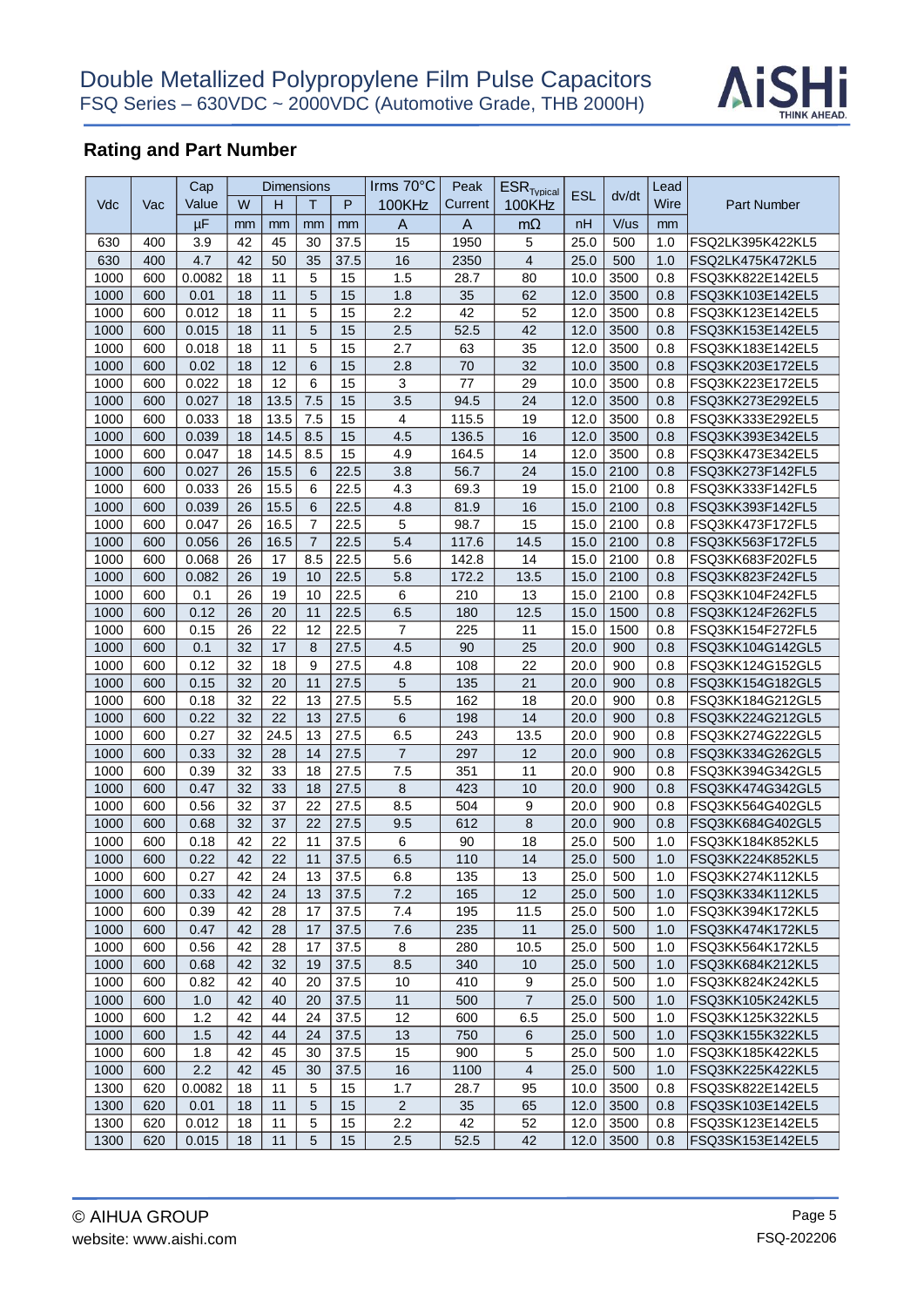## Rating and Part Number

| Vdc | Vac | Cap Value | Dimensions | | | | Irms 70°C 100KHz | Peak Current | $ESR_{Typical}$ 100KHz | ESL | dv/dt | Lead Wire | Part Number |
|---|---|---|---|---|---|---|---|---|---|---|---|---|---|
| | | | W | H | T | P | | | | | | | |
| | | µF | mm | mm | mm | mm | A | A | mΩ | nH | V/us | mm | |
| 630 | 400 | 3.9 | 42 | 45 | 30 | 37.5 | 15 | 1950 | 5 | 25.0 | 500 | 1.0 | FSQ2LK395K422KL5 |
| 630 | 400 | 4.7 | 42 | 50 | 35 | 37.5 | 16 | 2350 | 4 | 25.0 | 500 | 1.0 | FSQ2LK475K472KL5 |
| 1000 | 600 | 0.0082 | 18 | 11 | 5 | 15 | 1.5 | 28.7 | 80 | 10.0 | 3500 | 0.8 | FSQ3KK822E142EL5 |
| 1000 | 600 | 0.01 | 18 | 11 | 5 | 15 | 1.8 | 35 | 62 | 12.0 | 3500 | 0.8 | FSQ3KK103E142EL5 |
| 1000 | 600 | 0.012 | 18 | 11 | 5 | 15 | 2.2 | 42 | 52 | 12.0 | 3500 | 0.8 | FSQ3KK123E142EL5 |
| 1000 | 600 | 0.015 | 18 | 11 | 5 | 15 | 2.5 | 52.5 | 42 | 12.0 | 3500 | 0.8 | FSQ3KK153E142EL5 |
| 1000 | 600 | 0.018 | 18 | 11 | 5 | 15 | 2.7 | 63 | 35 | 12.0 | 3500 | 0.8 | FSQ3KK183E142EL5 |
| 1000 | 600 | 0.02 | 18 | 12 | 6 | 15 | 2.8 | 70 | 32 | 10.0 | 3500 | 0.8 | FSQ3KK203E172EL5 |
| 1000 | 600 | 0.022 | 18 | 12 | 6 | 15 | 3 | 77 | 29 | 10.0 | 3500 | 0.8 | FSQ3KK223E172EL5 |
| 1000 | 600 | 0.027 | 18 | 13.5 | 7.5 | 15 | 3.5 | 94.5 | 24 | 12.0 | 3500 | 0.8 | FSQ3KK273E292EL5 |
| 1000 | 600 | 0.033 | 18 | 13.5 | 7.5 | 15 | 4 | 115.5 | 19 | 12.0 | 3500 | 0.8 | FSQ3KK333E292EL5 |
| 1000 | 600 | 0.039 | 18 | 14.5 | 8.5 | 15 | 4.5 | 136.5 | 16 | 12.0 | 3500 | 0.8 | FSQ3KK393E342EL5 |
| 1000 | 600 | 0.047 | 18 | 14.5 | 8.5 | 15 | 4.9 | 164.5 | 14 | 12.0 | 3500 | 0.8 | FSQ3KK473E342EL5 |
| 1000 | 600 | 0.027 | 26 | 15.5 | 6 | 22.5 | 3.8 | 56.7 | 24 | 15.0 | 2100 | 0.8 | FSQ3KK273F142FL5 |
| 1000 | 600 | 0.033 | 26 | 15.5 | 6 | 22.5 | 4.3 | 69.3 | 19 | 15.0 | 2100 | 0.8 | FSQ3KK333F142FL5 |
| 1000 | 600 | 0.039 | 26 | 15.5 | 6 | 22.5 | 4.8 | 81.9 | 16 | 15.0 | 2100 | 0.8 | FSQ3KK393F142FL5 |
| 1000 | 600 | 0.047 | 26 | 16.5 | 7 | 22.5 | 5 | 98.7 | 15 | 15.0 | 2100 | 0.8 | FSQ3KK473F172FL5 |
| 1000 | 600 | 0.056 | 26 | 16.5 | 7 | 22.5 | 5.4 | 117.6 | 14.5 | 15.0 | 2100 | 0.8 | FSQ3KK563F172FL5 |
| 1000 | 600 | 0.068 | 26 | 17 | 8.5 | 22.5 | 5.6 | 142.8 | 14 | 15.0 | 2100 | 0.8 | FSQ3KK683F202FL5 |
| 1000 | 600 | 0.082 | 26 | 19 | 10 | 22.5 | 5.8 | 172.2 | 13.5 | 15.0 | 2100 | 0.8 | FSQ3KK823F242FL5 |
| 1000 | 600 | 0.1 | 26 | 19 | 10 | 22.5 | 6 | 210 | 13 | 15.0 | 2100 | 0.8 | FSQ3KK104F242FL5 |
| 1000 | 600 | 0.12 | 26 | 20 | 11 | 22.5 | 6.5 | 180 | 12.5 | 15.0 | 1500 | 0.8 | FSQ3KK124F262FL5 |
| 1000 | 600 | 0.15 | 26 | 22 | 12 | 22.5 | 7 | 225 | 11 | 15.0 | 1500 | 0.8 | FSQ3KK154F272FL5 |
| 1000 | 600 | 0.1 | 32 | 17 | 8 | 27.5 | 4.5 | 90 | 25 | 20.0 | 900 | 0.8 | FSQ3KK104G142GL5 |
| 1000 | 600 | 0.12 | 32 | 18 | 9 | 27.5 | 4.8 | 108 | 22 | 20.0 | 900 | 0.8 | FSQ3KK124G152GL5 |
| 1000 | 600 | 0.15 | 32 | 20 | 11 | 27.5 | 5 | 135 | 21 | 20.0 | 900 | 0.8 | FSQ3KK154G182GL5 |
| 1000 | 600 | 0.18 | 32 | 22 | 13 | 27.5 | 5.5 | 162 | 18 | 20.0 | 900 | 0.8 | FSQ3KK184G212GL5 |
| 1000 | 600 | 0.22 | 32 | 22 | 13 | 27.5 | 6 | 198 | 14 | 20.0 | 900 | 0.8 | FSQ3KK224G212GL5 |
| 1000 | 600 | 0.27 | 32 | 24.5 | 13 | 27.5 | 6.5 | 243 | 13.5 | 20.0 | 900 | 0.8 | FSQ3KK274G222GL5 |
| 1000 | 600 | 0.33 | 32 | 28 | 14 | 27.5 | 7 | 297 | 12 | 20.0 | 900 | 0.8 | FSQ3KK334G262GL5 |
| 1000 | 600 | 0.39 | 32 | 33 | 18 | 27.5 | 7.5 | 351 | 11 | 20.0 | 900 | 0.8 | FSQ3KK394G342GL5 |
| 1000 | 600 | 0.47 | 32 | 33 | 18 | 27.5 | 8 | 423 | 10 | 20.0 | 900 | 0.8 | FSQ3KK474G342GL5 |
| 1000 | 600 | 0.56 | 32 | 37 | 22 | 27.5 | 8.5 | 504 | 9 | 20.0 | 900 | 0.8 | FSQ3KK564G402GL5 |
| 1000 | 600 | 0.68 | 32 | 37 | 22 | 27.5 | 9.5 | 612 | 8 | 20.0 | 900 | 0.8 | FSQ3KK684G402GL5 |
| 1000 | 600 | 0.18 | 42 | 22 | 11 | 37.5 | 6 | 90 | 18 | 25.0 | 500 | 1.0 | FSQ3KK184K852KL5 |
| 1000 | 600 | 0.22 | 42 | 22 | 11 | 37.5 | 6.5 | 110 | 14 | 25.0 | 500 | 1.0 | FSQ3KK224K852KL5 |
| 1000 | 600 | 0.27 | 42 | 24 | 13 | 37.5 | 6.8 | 135 | 13 | 25.0 | 500 | 1.0 | FSQ3KK274K112KL5 |
| 1000 | 600 | 0.33 | 42 | 24 | 13 | 37.5 | 7.2 | 165 | 12 | 25.0 | 500 | 1.0 | FSQ3KK334K112KL5 |
| 1000 | 600 | 0.39 | 42 | 28 | 17 | 37.5 | 7.4 | 195 | 11.5 | 25.0 | 500 | 1.0 | FSQ3KK394K172KL5 |
| 1000 | 600 | 0.47 | 42 | 28 | 17 | 37.5 | 7.6 | 235 | 11 | 25.0 | 500 | 1.0 | FSQ3KK474K172KL5 |
| 1000 | 600 | 0.56 | 42 | 28 | 17 | 37.5 | 8 | 280 | 10.5 | 25.0 | 500 | 1.0 | FSQ3KK564K172KL5 |
| 1000 | 600 | 0.68 | 42 | 32 | 19 | 37.5 | 8.5 | 340 | 10 | 25.0 | 500 | 1.0 | FSQ3KK684K212KL5 |
| 1000 | 600 | 0.82 | 42 | 40 | 20 | 37.5 | 10 | 410 | 9 | 25.0 | 500 | 1.0 | FSQ3KK824K242KL5 |
| 1000 | 600 | 1.0 | 42 | 40 | 20 | 37.5 | 11 | 500 | 7 | 25.0 | 500 | 1.0 | FSQ3KK105K242KL5 |
| 1000 | 600 | 1.2 | 42 | 44 | 24 | 37.5 | 12 | 600 | 6.5 | 25.0 | 500 | 1.0 | FSQ3KK125K322KL5 |
| 1000 | 600 | 1.5 | 42 | 44 | 24 | 37.5 | 13 | 750 | 6 | 25.0 | 500 | 1.0 | FSQ3KK155K322KL5 |
| 1000 | 600 | 1.8 | 42 | 45 | 30 | 37.5 | 15 | 900 | 5 | 25.0 | 500 | 1.0 | FSQ3KK185K422KL5 |
| 1000 | 600 | 2.2 | 42 | 45 | 30 | 37.5 | 16 | 1100 | 4 | 25.0 | 500 | 1.0 | FSQ3KK225K422KL5 |
| 1300 | 620 | 0.0082 | 18 | 11 | 5 | 15 | 1.7 | 28.7 | 95 | 10.0 | 3500 | 0.8 | FSQ3SK822E142EL5 |
| 1300 | 620 | 0.01 | 18 | 11 | 5 | 15 | 2 | 35 | 65 | 12.0 | 3500 | 0.8 | FSQ3SK103E142EL5 |
| 1300 | 620 | 0.012 | 18 | 11 | 5 | 15 | 2.2 | 42 | 52 | 12.0 | 3500 | 0.8 | FSQ3SK123E142EL5 |
| 1300 | 620 | 0.015 | 18 | 11 | 5 | 15 | 2.5 | 52.5 | 42 | 12.0 | 3500 | 0.8 | FSQ3SK153E142EL5 |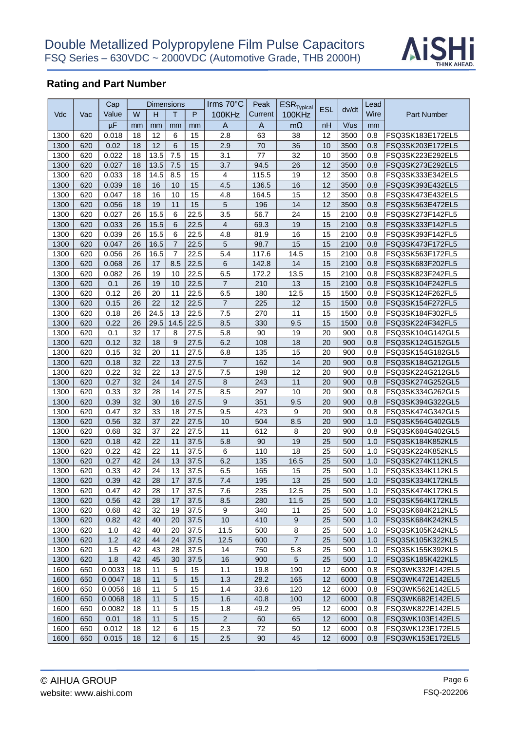## Rating and Part Number

| Vdc | Vac | Cap Value | Dimensions | | | | Irms 70°C 100KHz | Peak Current | $ESR_{Typical}$ 100KHz | ESL | dv/dt | Lead Wire | Part Number |
|---|---|---|---|---|---|---|---|---|---|---|---|---|---|
| | | | W | H | T | P | | | | | | | |
| | | µF | mm | mm | mm | mm | A | A | mΩ | nH | V/us | mm | |
| 1300 | 620 | 0.018 | 18 | 12 | 6 | 15 | 2.8 | 63 | 38 | 12 | 3500 | 0.8 | FSQ3SK183E172EL5 |
| 1300 | 620 | 0.02 | 18 | 12 | 6 | 15 | 2.9 | 70 | 36 | 10 | 3500 | 0.8 | FSQ3SK203E172EL5 |
| 1300 | 620 | 0.022 | 18 | 13.5 | 7.5 | 15 | 3.1 | 77 | 32 | 10 | 3500 | 0.8 | FSQ3SK223E292EL5 |
| 1300 | 620 | 0.027 | 18 | 13.5 | 7.5 | 15 | 3.7 | 94.5 | 26 | 12 | 3500 | 0.8 | FSQ3SK273E292EL5 |
| 1300 | 620 | 0.033 | 18 | 14.5 | 8.5 | 15 | 4 | 115.5 | 19 | 12 | 3500 | 0.8 | FSQ3SK333E342EL5 |
| 1300 | 620 | 0.039 | 18 | 16 | 10 | 15 | 4.5 | 136.5 | 16 | 12 | 3500 | 0.8 | FSQ3SK393E432EL5 |
| 1300 | 620 | 0.047 | 18 | 16 | 10 | 15 | 4.8 | 164.5 | 15 | 12 | 3500 | 0.8 | FSQ3SK473E432EL5 |
| 1300 | 620 | 0.056 | 18 | 19 | 11 | 15 | 5 | 196 | 14 | 12 | 3500 | 0.8 | FSQ3SK563E472EL5 |
| 1300 | 620 | 0.027 | 26 | 15.5 | 6 | 22.5 | 3.5 | 56.7 | 24 | 15 | 2100 | 0.8 | FSQ3SK273F142FL5 |
| 1300 | 620 | 0.033 | 26 | 15.5 | 6 | 22.5 | 4 | 69.3 | 19 | 15 | 2100 | 0.8 | FSQ3SK333F142FL5 |
| 1300 | 620 | 0.039 | 26 | 15.5 | 6 | 22.5 | 4.8 | 81.9 | 16 | 15 | 2100 | 0.8 | FSQ3SK393F142FL5 |
| 1300 | 620 | 0.047 | 26 | 16.5 | 7 | 22.5 | 5 | 98.7 | 15 | 15 | 2100 | 0.8 | FSQ3SK473F172FL5 |
| 1300 | 620 | 0.056 | 26 | 16.5 | 7 | 22.5 | 5.4 | 117.6 | 14.5 | 15 | 2100 | 0.8 | FSQ3SK563F172FL5 |
| 1300 | 620 | 0.068 | 26 | 17 | 8.5 | 22.5 | 6 | 142.8 | 14 | 15 | 2100 | 0.8 | FSQ3SK683F202FL5 |
| 1300 | 620 | 0.082 | 26 | 19 | 10 | 22.5 | 6.5 | 172.2 | 13.5 | 15 | 2100 | 0.8 | FSQ3SK823F242FL5 |
| 1300 | 620 | 0.1 | 26 | 19 | 10 | 22.5 | 7 | 210 | 13 | 15 | 2100 | 0.8 | FSQ3SK104F242FL5 |
| 1300 | 620 | 0.12 | 26 | 20 | 11 | 22.5 | 6.5 | 180 | 12.5 | 15 | 1500 | 0.8 | FSQ3SK124F262FL5 |
| 1300 | 620 | 0.15 | 26 | 22 | 12 | 22.5 | 7 | 225 | 12 | 15 | 1500 | 0.8 | FSQ3SK154F272FL5 |
| 1300 | 620 | 0.18 | 26 | 24.5 | 13 | 22.5 | 7.5 | 270 | 11 | 15 | 1500 | 0.8 | FSQ3SK184F302FL5 |
| 1300 | 620 | 0.22 | 26 | 29.5 | 14.5 | 22.5 | 8.5 | 330 | 9.5 | 15 | 1500 | 0.8 | FSQ3SK224F342FL5 |
| 1300 | 620 | 0.1 | 32 | 17 | 8 | 27.5 | 5.8 | 90 | 19 | 20 | 900 | 0.8 | FSQ3SK104G142GL5 |
| 1300 | 620 | 0.12 | 32 | 18 | 9 | 27.5 | 6.2 | 108 | 18 | 20 | 900 | 0.8 | FSQ3SK124G152GL5 |
| 1300 | 620 | 0.15 | 32 | 20 | 11 | 27.5 | 6.8 | 135 | 15 | 20 | 900 | 0.8 | FSQ3SK154G182GL5 |
| 1300 | 620 | 0.18 | 32 | 22 | 13 | 27.5 | 7 | 162 | 14 | 20 | 900 | 0.8 | FSQ3SK184G212GL5 |
| 1300 | 620 | 0.22 | 32 | 22 | 13 | 27.5 | 7.5 | 198 | 12 | 20 | 900 | 0.8 | FSQ3SK224G212GL5 |
| 1300 | 620 | 0.27 | 32 | 24 | 14 | 27.5 | 8 | 243 | 11 | 20 | 900 | 0.8 | FSQ3SK274G252GL5 |
| 1300 | 620 | 0.33 | 32 | 28 | 14 | 27.5 | 8.5 | 297 | 10 | 20 | 900 | 0.8 | FSQ3SK334G262GL5 |
| 1300 | 620 | 0.39 | 32 | 30 | 16 | 27.5 | 9 | 351 | 9.5 | 20 | 900 | 0.8 | FSQ3SK394G322GL5 |
| 1300 | 620 | 0.47 | 32 | 33 | 18 | 27.5 | 9.5 | 423 | 9 | 20 | 900 | 0.8 | FSQ3SK474G342GL5 |
| 1300 | 620 | 0.56 | 32 | 37 | 22 | 27.5 | 10 | 504 | 8.5 | 20 | 900 | 1.0 | FSQ3SK564G402GL5 |
| 1300 | 620 | 0.68 | 32 | 37 | 22 | 27.5 | 11 | 612 | 8 | 20 | 900 | 0.8 | FSQ3SK684G402GL5 |
| 1300 | 620 | 0.18 | 42 | 22 | 11 | 37.5 | 5.8 | 90 | 19 | 25 | 500 | 1.0 | FSQ3SK184K852KL5 |
| 1300 | 620 | 0.22 | 42 | 22 | 11 | 37.5 | 6 | 110 | 18 | 25 | 500 | 1.0 | FSQ3SK224K852KL5 |
| 1300 | 620 | 0.27 | 42 | 24 | 13 | 37.5 | 6.2 | 135 | 16.5 | 25 | 500 | 1.0 | FSQ3SK274K112KL5 |
| 1300 | 620 | 0.33 | 42 | 24 | 13 | 37.5 | 6.5 | 165 | 15 | 25 | 500 | 1.0 | FSQ3SK334K112KL5 |
| 1300 | 620 | 0.39 | 42 | 28 | 17 | 37.5 | 7.4 | 195 | 13 | 25 | 500 | 1.0 | FSQ3SK334K172KL5 |
| 1300 | 620 | 0.47 | 42 | 28 | 17 | 37.5 | 7.6 | 235 | 12.5 | 25 | 500 | 1.0 | FSQ3SK474K172KL5 |
| 1300 | 620 | 0.56 | 42 | 28 | 17 | 37.5 | 8.5 | 280 | 11.5 | 25 | 500 | 1.0 | FSQ3SK564K172KL5 |
| 1300 | 620 | 0.68 | 42 | 32 | 19 | 37.5 | 9 | 340 | 11 | 25 | 500 | 1.0 | FSQ3SK684K212KL5 |
| 1300 | 620 | 0.82 | 42 | 40 | 20 | 37.5 | 10 | 410 | 9 | 25 | 500 | 1.0 | FSQ3SK684K242KL5 |
| 1300 | 620 | 1.0 | 42 | 40 | 20 | 37.5 | 11.5 | 500 | 8 | 25 | 500 | 1.0 | FSQ3SK105K242KL5 |
| 1300 | 620 | 1.2 | 42 | 44 | 24 | 37.5 | 12.5 | 600 | 7 | 25 | 500 | 1.0 | FSQ3SK105K322KL5 |
| 1300 | 620 | 1.5 | 42 | 43 | 28 | 37.5 | 14 | 750 | 5.8 | 25 | 500 | 1.0 | FSQ3SK155K392KL5 |
| 1300 | 620 | 1.8 | 42 | 45 | 30 | 37.5 | 16 | 900 | 5 | 25 | 500 | 1.0 | FSQ3SK185K422KL5 |
| 1600 | 650 | 0.0033 | 18 | 11 | 5 | 15 | 1.1 | 19.8 | 190 | 12 | 6000 | 0.8 | FSQ3WK332E142EL5 |
| 1600 | 650 | 0.0047 | 18 | 11 | 5 | 15 | 1.3 | 28.2 | 165 | 12 | 6000 | 0.8 | FSQ3WK472E142EL5 |
| 1600 | 650 | 0.0056 | 18 | 11 | 5 | 15 | 1.4 | 33.6 | 120 | 12 | 6000 | 0.8 | FSQ3WK562E142EL5 |
| 1600 | 650 | 0.0068 | 18 | 11 | 5 | 15 | 1.6 | 40.8 | 100 | 12 | 6000 | 0.8 | FSQ3WK682E142EL5 |
| 1600 | 650 | 0.0082 | 18 | 11 | 5 | 15 | 1.8 | 49.2 | 95 | 12 | 6000 | 0.8 | FSQ3WK822E142EL5 |
| 1600 | 650 | 0.01 | 18 | 11 | 5 | 15 | 2 | 60 | 65 | 12 | 6000 | 0.8 | FSQ3WK103E142EL5 |
| 1600 | 650 | 0.012 | 18 | 12 | 6 | 15 | 2.3 | 72 | 50 | 12 | 6000 | 0.8 | FSQ3WK123E172EL5 |
| 1600 | 650 | 0.015 | 18 | 12 | 6 | 15 | 2.5 | 90 | 45 | 12 | 6000 | 0.8 | FSQ3WK153E172EL5 |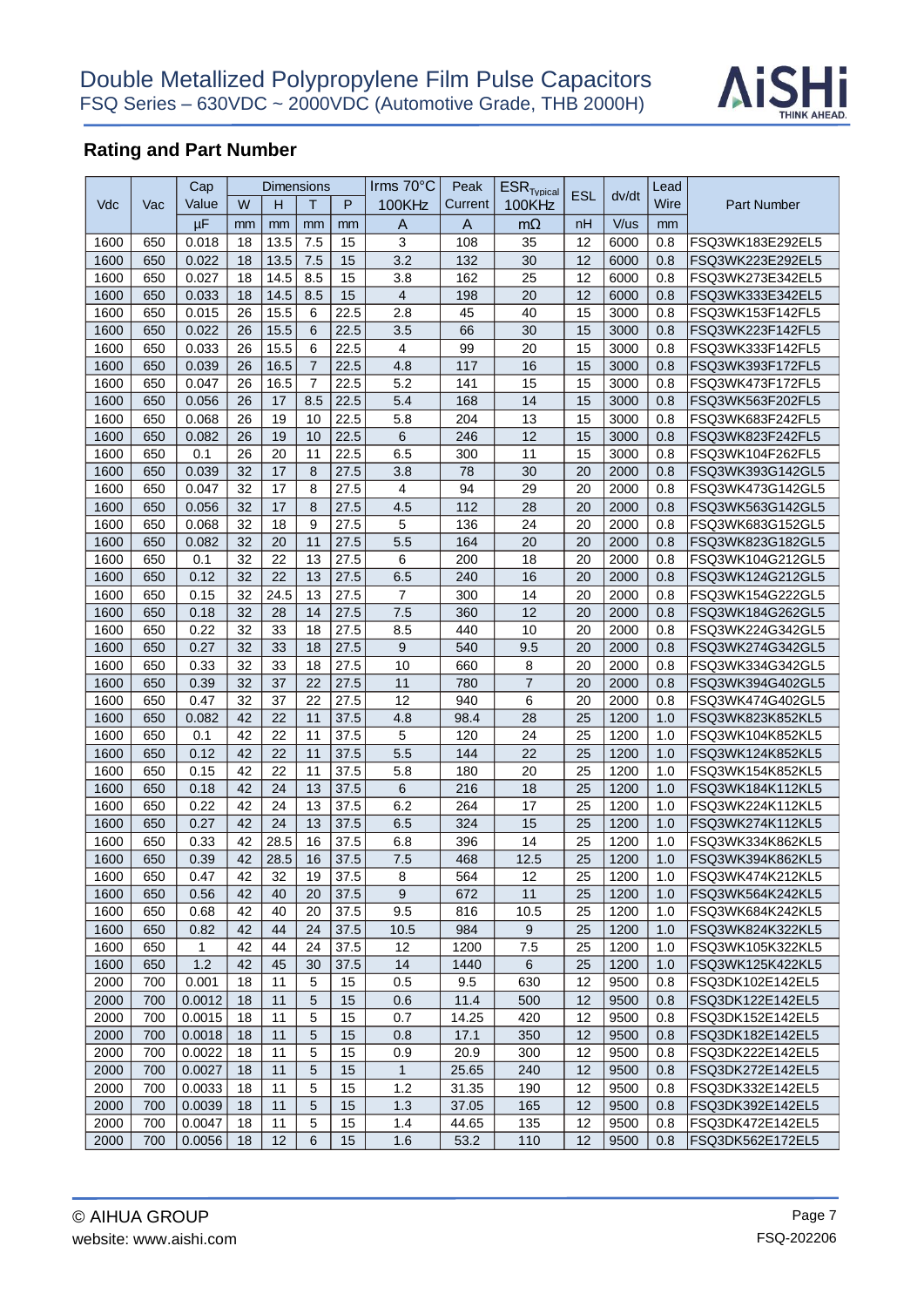## Rating and Part Number

| Vdc | Vac | Cap Value | Dimensions | | | | Irms 70°C 100KHz | Peak Current | $ESR_{Typical}$ 100KHz | ESL | dv/dt | Lead Wire | Part Number |
|---|---|---|---|---|---|---|---|---|---|---|---|---|---|
| | | | W | H | T | P | | | | | | | |
| | | µF | mm | mm | mm | mm | A | A | mΩ | nH | V/us | mm | |
| 1600 | 650 | 0.018 | 18 | 13.5 | 7.5 | 15 | 3 | 108 | 35 | 12 | 6000 | 0.8 | FSQ3WK183E292EL5 |
| 1600 | 650 | 0.022 | 18 | 13.5 | 7.5 | 15 | 3.2 | 132 | 30 | 12 | 6000 | 0.8 | FSQ3WK223E292EL5 |
| 1600 | 650 | 0.027 | 18 | 14.5 | 8.5 | 15 | 3.8 | 162 | 25 | 12 | 6000 | 0.8 | FSQ3WK273E342EL5 |
| 1600 | 650 | 0.033 | 18 | 14.5 | 8.5 | 15 | 4 | 198 | 20 | 12 | 6000 | 0.8 | FSQ3WK333E342EL5 |
| 1600 | 650 | 0.015 | 26 | 15.5 | 6 | 22.5 | 2.8 | 45 | 40 | 15 | 3000 | 0.8 | FSQ3WK153F142FL5 |
| 1600 | 650 | 0.022 | 26 | 15.5 | 6 | 22.5 | 3.5 | 66 | 30 | 15 | 3000 | 0.8 | FSQ3WK223F142FL5 |
| 1600 | 650 | 0.033 | 26 | 15.5 | 6 | 22.5 | 4 | 99 | 20 | 15 | 3000 | 0.8 | FSQ3WK333F142FL5 |
| 1600 | 650 | 0.039 | 26 | 16.5 | 7 | 22.5 | 4.8 | 117 | 16 | 15 | 3000 | 0.8 | FSQ3WK393F172FL5 |
| 1600 | 650 | 0.047 | 26 | 16.5 | 7 | 22.5 | 5.2 | 141 | 15 | 15 | 3000 | 0.8 | FSQ3WK473F172FL5 |
| 1600 | 650 | 0.056 | 26 | 17 | 8.5 | 22.5 | 5.4 | 168 | 14 | 15 | 3000 | 0.8 | FSQ3WK563F202FL5 |
| 1600 | 650 | 0.068 | 26 | 19 | 10 | 22.5 | 5.8 | 204 | 13 | 15 | 3000 | 0.8 | FSQ3WK683F242FL5 |
| 1600 | 650 | 0.082 | 26 | 19 | 10 | 22.5 | 6 | 246 | 12 | 15 | 3000 | 0.8 | FSQ3WK823F242FL5 |
| 1600 | 650 | 0.1 | 26 | 20 | 11 | 22.5 | 6.5 | 300 | 11 | 15 | 3000 | 0.8 | FSQ3WK104F262FL5 |
| 1600 | 650 | 0.039 | 32 | 17 | 8 | 27.5 | 3.8 | 78 | 30 | 20 | 2000 | 0.8 | FSQ3WK393G142GL5 |
| 1600 | 650 | 0.047 | 32 | 17 | 8 | 27.5 | 4 | 94 | 29 | 20 | 2000 | 0.8 | FSQ3WK473G142GL5 |
| 1600 | 650 | 0.056 | 32 | 17 | 8 | 27.5 | 4.5 | 112 | 28 | 20 | 2000 | 0.8 | FSQ3WK563G142GL5 |
| 1600 | 650 | 0.068 | 32 | 18 | 9 | 27.5 | 5 | 136 | 24 | 20 | 2000 | 0.8 | FSQ3WK683G152GL5 |
| 1600 | 650 | 0.082 | 32 | 20 | 11 | 27.5 | 5.5 | 164 | 20 | 20 | 2000 | 0.8 | FSQ3WK823G182GL5 |
| 1600 | 650 | 0.1 | 32 | 22 | 13 | 27.5 | 6 | 200 | 18 | 20 | 2000 | 0.8 | FSQ3WK104G212GL5 |
| 1600 | 650 | 0.12 | 32 | 22 | 13 | 27.5 | 6.5 | 240 | 16 | 20 | 2000 | 0.8 | FSQ3WK124G212GL5 |
| 1600 | 650 | 0.15 | 32 | 24.5 | 13 | 27.5 | 7 | 300 | 14 | 20 | 2000 | 0.8 | FSQ3WK154G222GL5 |
| 1600 | 650 | 0.18 | 32 | 28 | 14 | 27.5 | 7.5 | 360 | 12 | 20 | 2000 | 0.8 | FSQ3WK184G262GL5 |
| 1600 | 650 | 0.22 | 32 | 33 | 18 | 27.5 | 8.5 | 440 | 10 | 20 | 2000 | 0.8 | FSQ3WK224G342GL5 |
| 1600 | 650 | 0.27 | 32 | 33 | 18 | 27.5 | 9 | 540 | 9.5 | 20 | 2000 | 0.8 | FSQ3WK274G342GL5 |
| 1600 | 650 | 0.33 | 32 | 33 | 18 | 27.5 | 10 | 660 | 8 | 20 | 2000 | 0.8 | FSQ3WK334G342GL5 |
| 1600 | 650 | 0.39 | 32 | 37 | 22 | 27.5 | 11 | 780 | 7 | 20 | 2000 | 0.8 | FSQ3WK394G402GL5 |
| 1600 | 650 | 0.47 | 32 | 37 | 22 | 27.5 | 12 | 940 | 6 | 20 | 2000 | 0.8 | FSQ3WK474G402GL5 |
| 1600 | 650 | 0.082 | 42 | 22 | 11 | 37.5 | 4.8 | 98.4 | 28 | 25 | 1200 | 1.0 | FSQ3WK823K852KL5 |
| 1600 | 650 | 0.1 | 42 | 22 | 11 | 37.5 | 5 | 120 | 24 | 25 | 1200 | 1.0 | FSQ3WK104K852KL5 |
| 1600 | 650 | 0.12 | 42 | 22 | 11 | 37.5 | 5.5 | 144 | 22 | 25 | 1200 | 1.0 | FSQ3WK124K852KL5 |
| 1600 | 650 | 0.15 | 42 | 22 | 11 | 37.5 | 5.8 | 180 | 20 | 25 | 1200 | 1.0 | FSQ3WK154K852KL5 |
| 1600 | 650 | 0.18 | 42 | 24 | 13 | 37.5 | 6 | 216 | 18 | 25 | 1200 | 1.0 | FSQ3WK184K112KL5 |
| 1600 | 650 | 0.22 | 42 | 24 | 13 | 37.5 | 6.2 | 264 | 17 | 25 | 1200 | 1.0 | FSQ3WK224K112KL5 |
| 1600 | 650 | 0.27 | 42 | 24 | 13 | 37.5 | 6.5 | 324 | 15 | 25 | 1200 | 1.0 | FSQ3WK274K112KL5 |
| 1600 | 650 | 0.33 | 42 | 28.5 | 16 | 37.5 | 6.8 | 396 | 14 | 25 | 1200 | 1.0 | FSQ3WK334K862KL5 |
| 1600 | 650 | 0.39 | 42 | 28.5 | 16 | 37.5 | 7.5 | 468 | 12.5 | 25 | 1200 | 1.0 | FSQ3WK394K862KL5 |
| 1600 | 650 | 0.47 | 42 | 32 | 19 | 37.5 | 8 | 564 | 12 | 25 | 1200 | 1.0 | FSQ3WK474K212KL5 |
| 1600 | 650 | 0.56 | 42 | 40 | 20 | 37.5 | 9 | 672 | 11 | 25 | 1200 | 1.0 | FSQ3WK564K242KL5 |
| 1600 | 650 | 0.68 | 42 | 40 | 20 | 37.5 | 9.5 | 816 | 10.5 | 25 | 1200 | 1.0 | FSQ3WK684K242KL5 |
| 1600 | 650 | 0.82 | 42 | 44 | 24 | 37.5 | 10.5 | 984 | 9 | 25 | 1200 | 1.0 | FSQ3WK824K322KL5 |
| 1600 | 650 | 1 | 42 | 44 | 24 | 37.5 | 12 | 1200 | 7.5 | 25 | 1200 | 1.0 | FSQ3WK105K322KL5 |
| 1600 | 650 | 1.2 | 42 | 45 | 30 | 37.5 | 14 | 1440 | 6 | 25 | 1200 | 1.0 | FSQ3WK125K422KL5 |
| 2000 | 700 | 0.001 | 18 | 11 | 5 | 15 | 0.5 | 9.5 | 630 | 12 | 9500 | 0.8 | FSQ3DK102E142EL5 |
| 2000 | 700 | 0.0012 | 18 | 11 | 5 | 15 | 0.6 | 11.4 | 500 | 12 | 9500 | 0.8 | FSQ3DK122E142EL5 |
| 2000 | 700 | 0.0015 | 18 | 11 | 5 | 15 | 0.7 | 14.25 | 420 | 12 | 9500 | 0.8 | FSQ3DK152E142EL5 |
| 2000 | 700 | 0.0018 | 18 | 11 | 5 | 15 | 0.8 | 17.1 | 350 | 12 | 9500 | 0.8 | FSQ3DK182E142EL5 |
| 2000 | 700 | 0.0022 | 18 | 11 | 5 | 15 | 0.9 | 20.9 | 300 | 12 | 9500 | 0.8 | FSQ3DK222E142EL5 |
| 2000 | 700 | 0.0027 | 18 | 11 | 5 | 15 | 1 | 25.65 | 240 | 12 | 9500 | 0.8 | FSQ3DK272E142EL5 |
| 2000 | 700 | 0.0033 | 18 | 11 | 5 | 15 | 1.2 | 31.35 | 190 | 12 | 9500 | 0.8 | FSQ3DK332E142EL5 |
| 2000 | 700 | 0.0039 | 18 | 11 | 5 | 15 | 1.3 | 37.05 | 165 | 12 | 9500 | 0.8 | FSQ3DK392E142EL5 |
| 2000 | 700 | 0.0047 | 18 | 11 | 5 | 15 | 1.4 | 44.65 | 135 | 12 | 9500 | 0.8 | FSQ3DK472E142EL5 |
| 2000 | 700 | 0.0056 | 18 | 12 | 6 | 15 | 1.6 | 53.2 | 110 | 12 | 9500 | 0.8 | FSQ3DK562E172EL5 |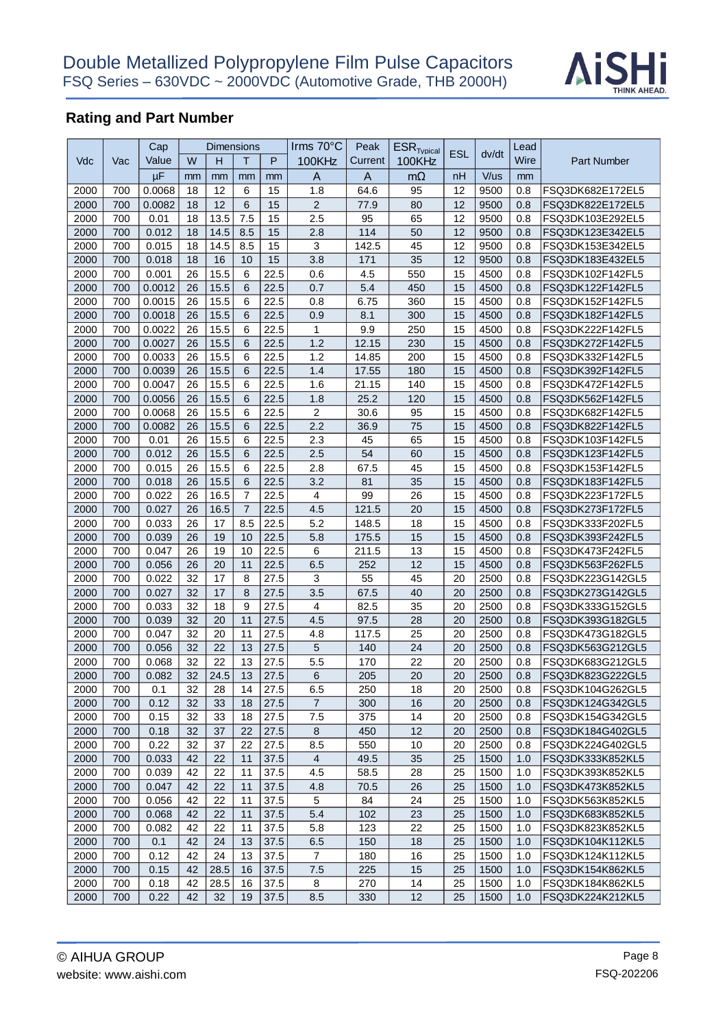## Rating and Part Number

| Vdc | Vac | Cap Value | Dimensions | | | | Irms 70°C 100KHz | Peak Current | $ESR_{Typical}$ 100KHz | ESL | dv/dt | Lead Wire | Part Number |
|---|---|---|---|---|---|---|---|---|---|---|---|---|---|
| | | | W | H | T | P | | | | | | | |
| | | μF | mm | mm | mm | mm | A | A | mΩ | nH | V/us | mm | |
| 2000 | 700 | 0.0068 | 18 | 12 | 6 | 15 | 1.8 | 64.6 | 95 | 12 | 9500 | 0.8 | FSQ3DK682E172EL5 |
| 2000 | 700 | 0.0082 | 18 | 12 | 6 | 15 | 2 | 77.9 | 80 | 12 | 9500 | 0.8 | FSQ3DK822E172EL5 |
| 2000 | 700 | 0.01 | 18 | 13.5 | 7.5 | 15 | 2.5 | 95 | 65 | 12 | 9500 | 0.8 | FSQ3DK103E292EL5 |
| 2000 | 700 | 0.012 | 18 | 14.5 | 8.5 | 15 | 2.8 | 114 | 50 | 12 | 9500 | 0.8 | FSQ3DK123E342EL5 |
| 2000 | 700 | 0.015 | 18 | 14.5 | 8.5 | 15 | 3 | 142.5 | 45 | 12 | 9500 | 0.8 | FSQ3DK153E342EL5 |
| 2000 | 700 | 0.018 | 18 | 16 | 10 | 15 | 3.8 | 171 | 35 | 12 | 9500 | 0.8 | FSQ3DK183E432EL5 |
| 2000 | 700 | 0.001 | 26 | 15.5 | 6 | 22.5 | 0.6 | 4.5 | 550 | 15 | 4500 | 0.8 | FSQ3DK102F142FL5 |
| 2000 | 700 | 0.0012 | 26 | 15.5 | 6 | 22.5 | 0.7 | 5.4 | 450 | 15 | 4500 | 0.8 | FSQ3DK122F142FL5 |
| 2000 | 700 | 0.0015 | 26 | 15.5 | 6 | 22.5 | 0.8 | 6.75 | 360 | 15 | 4500 | 0.8 | FSQ3DK152F142FL5 |
| 2000 | 700 | 0.0018 | 26 | 15.5 | 6 | 22.5 | 0.9 | 8.1 | 300 | 15 | 4500 | 0.8 | FSQ3DK182F142FL5 |
| 2000 | 700 | 0.0022 | 26 | 15.5 | 6 | 22.5 | 1 | 9.9 | 250 | 15 | 4500 | 0.8 | FSQ3DK222F142FL5 |
| 2000 | 700 | 0.0027 | 26 | 15.5 | 6 | 22.5 | 1.2 | 12.15 | 230 | 15 | 4500 | 0.8 | FSQ3DK272F142FL5 |
| 2000 | 700 | 0.0033 | 26 | 15.5 | 6 | 22.5 | 1.2 | 14.85 | 200 | 15 | 4500 | 0.8 | FSQ3DK332F142FL5 |
| 2000 | 700 | 0.0039 | 26 | 15.5 | 6 | 22.5 | 1.4 | 17.55 | 180 | 15 | 4500 | 0.8 | FSQ3DK392F142FL5 |
| 2000 | 700 | 0.0047 | 26 | 15.5 | 6 | 22.5 | 1.6 | 21.15 | 140 | 15 | 4500 | 0.8 | FSQ3DK472F142FL5 |
| 2000 | 700 | 0.0056 | 26 | 15.5 | 6 | 22.5 | 1.8 | 25.2 | 120 | 15 | 4500 | 0.8 | FSQ3DK562F142FL5 |
| 2000 | 700 | 0.0068 | 26 | 15.5 | 6 | 22.5 | 2 | 30.6 | 95 | 15 | 4500 | 0.8 | FSQ3DK682F142FL5 |
| 2000 | 700 | 0.0082 | 26 | 15.5 | 6 | 22.5 | 2.2 | 36.9 | 75 | 15 | 4500 | 0.8 | FSQ3DK822F142FL5 |
| 2000 | 700 | 0.01 | 26 | 15.5 | 6 | 22.5 | 2.3 | 45 | 65 | 15 | 4500 | 0.8 | FSQ3DK103F142FL5 |
| 2000 | 700 | 0.012 | 26 | 15.5 | 6 | 22.5 | 2.5 | 54 | 60 | 15 | 4500 | 0.8 | FSQ3DK123F142FL5 |
| 2000 | 700 | 0.015 | 26 | 15.5 | 6 | 22.5 | 2.8 | 67.5 | 45 | 15 | 4500 | 0.8 | FSQ3DK153F142FL5 |
| 2000 | 700 | 0.018 | 26 | 15.5 | 6 | 22.5 | 3.2 | 81 | 35 | 15 | 4500 | 0.8 | FSQ3DK183F142FL5 |
| 2000 | 700 | 0.022 | 26 | 16.5 | 7 | 22.5 | 4 | 99 | 26 | 15 | 4500 | 0.8 | FSQ3DK223F172FL5 |
| 2000 | 700 | 0.027 | 26 | 16.5 | 7 | 22.5 | 4.5 | 121.5 | 20 | 15 | 4500 | 0.8 | FSQ3DK273F172FL5 |
| 2000 | 700 | 0.033 | 26 | 17 | 8.5 | 22.5 | 5.2 | 148.5 | 18 | 15 | 4500 | 0.8 | FSQ3DK333F202FL5 |
| 2000 | 700 | 0.039 | 26 | 19 | 10 | 22.5 | 5.8 | 175.5 | 15 | 15 | 4500 | 0.8 | FSQ3DK393F242FL5 |
| 2000 | 700 | 0.047 | 26 | 19 | 10 | 22.5 | 6 | 211.5 | 13 | 15 | 4500 | 0.8 | FSQ3DK473F242FL5 |
| 2000 | 700 | 0.056 | 26 | 20 | 11 | 22.5 | 6.5 | 252 | 12 | 15 | 4500 | 0.8 | FSQ3DK563F262FL5 |
| 2000 | 700 | 0.022 | 32 | 17 | 8 | 27.5 | 3 | 55 | 45 | 20 | 2500 | 0.8 | FSQ3DK223G142GL5 |
| 2000 | 700 | 0.027 | 32 | 17 | 8 | 27.5 | 3.5 | 67.5 | 40 | 20 | 2500 | 0.8 | FSQ3DK273G142GL5 |
| 2000 | 700 | 0.033 | 32 | 18 | 9 | 27.5 | 4 | 82.5 | 35 | 20 | 2500 | 0.8 | FSQ3DK333G152GL5 |
| 2000 | 700 | 0.039 | 32 | 20 | 11 | 27.5 | 4.5 | 97.5 | 28 | 20 | 2500 | 0.8 | FSQ3DK393G182GL5 |
| 2000 | 700 | 0.047 | 32 | 20 | 11 | 27.5 | 4.8 | 117.5 | 25 | 20 | 2500 | 0.8 | FSQ3DK473G182GL5 |
| 2000 | 700 | 0.056 | 32 | 22 | 13 | 27.5 | 5 | 140 | 24 | 20 | 2500 | 0.8 | FSQ3DK563G212GL5 |
| 2000 | 700 | 0.068 | 32 | 22 | 13 | 27.5 | 5.5 | 170 | 22 | 20 | 2500 | 0.8 | FSQ3DK683G212GL5 |
| 2000 | 700 | 0.082 | 32 | 24.5 | 13 | 27.5 | 6 | 205 | 20 | 20 | 2500 | 0.8 | FSQ3DK823G222GL5 |
| 2000 | 700 | 0.1 | 32 | 28 | 14 | 27.5 | 6.5 | 250 | 18 | 20 | 2500 | 0.8 | FSQ3DK104G262GL5 |
| 2000 | 700 | 0.12 | 32 | 33 | 18 | 27.5 | 7 | 300 | 16 | 20 | 2500 | 0.8 | FSQ3DK124G342GL5 |
| 2000 | 700 | 0.15 | 32 | 33 | 18 | 27.5 | 7.5 | 375 | 14 | 20 | 2500 | 0.8 | FSQ3DK154G342GL5 |
| 2000 | 700 | 0.18 | 32 | 37 | 22 | 27.5 | 8 | 450 | 12 | 20 | 2500 | 0.8 | FSQ3DK184G402GL5 |
| 2000 | 700 | 0.22 | 32 | 37 | 22 | 27.5 | 8.5 | 550 | 10 | 20 | 2500 | 0.8 | FSQ3DK224G402GL5 |
| 2000 | 700 | 0.033 | 42 | 22 | 11 | 37.5 | 4 | 49.5 | 35 | 25 | 1500 | 1.0 | FSQ3DK333K852KL5 |
| 2000 | 700 | 0.039 | 42 | 22 | 11 | 37.5 | 4.5 | 58.5 | 28 | 25 | 1500 | 1.0 | FSQ3DK393K852KL5 |
| 2000 | 700 | 0.047 | 42 | 22 | 11 | 37.5 | 4.8 | 70.5 | 26 | 25 | 1500 | 1.0 | FSQ3DK473K852KL5 |
| 2000 | 700 | 0.056 | 42 | 22 | 11 | 37.5 | 5 | 84 | 24 | 25 | 1500 | 1.0 | FSQ3DK563K852KL5 |
| 2000 | 700 | 0.068 | 42 | 22 | 11 | 37.5 | 5.4 | 102 | 23 | 25 | 1500 | 1.0 | FSQ3DK683K852KL5 |
| 2000 | 700 | 0.082 | 42 | 22 | 11 | 37.5 | 5.8 | 123 | 22 | 25 | 1500 | 1.0 | FSQ3DK823K852KL5 |
| 2000 | 700 | 0.1 | 42 | 24 | 13 | 37.5 | 6.5 | 150 | 18 | 25 | 1500 | 1.0 | FSQ3DK104K112KL5 |
| 2000 | 700 | 0.12 | 42 | 24 | 13 | 37.5 | 7 | 180 | 16 | 25 | 1500 | 1.0 | FSQ3DK124K112KL5 |
| 2000 | 700 | 0.15 | 42 | 28.5 | 16 | 37.5 | 7.5 | 225 | 15 | 25 | 1500 | 1.0 | FSQ3DK154K862KL5 |
| 2000 | 700 | 0.18 | 42 | 28.5 | 16 | 37.5 | 8 | 270 | 14 | 25 | 1500 | 1.0 | FSQ3DK184K862KL5 |
| 2000 | 700 | 0.22 | 42 | 32 | 19 | 37.5 | 8.5 | 330 | 12 | 25 | 1500 | 1.0 | FSQ3DK224K212KL5 |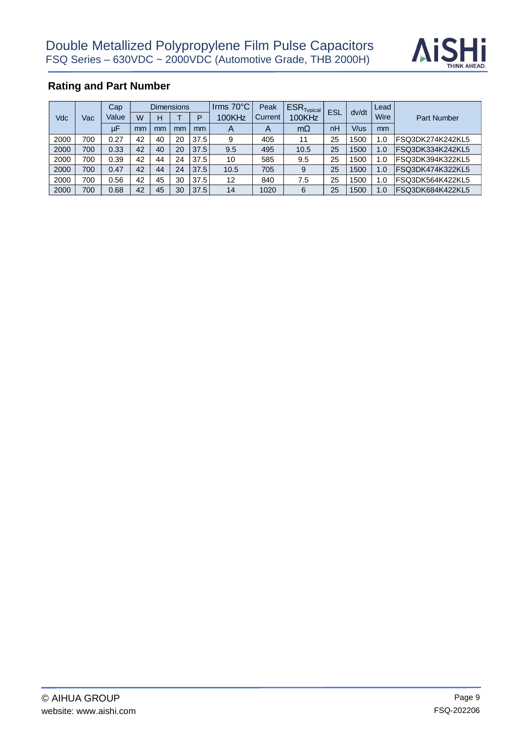## Rating and Part Number

| Vdc | Vac | Cap Value | Dimensions | | | | Irms 70°C 100KHz | Peak Current | $ESR_{Typical}$ 100KHz | ESL | dv/dt | Lead Wire | Part Number |
|---|---|---|---|---|---|---|---|---|---|---|---|---|---|
| | | | W | H | T | P | | | | | | | |
| | | μF | mm | mm | mm | mm | A | A | mΩ | nH | V/us | mm | |
| 2000 | 700 | 0.27 | 42 | 40 | 20 | 37.5 | 9 | 405 | 11 | 25 | 1500 | 1.0 | FSQ3DK274K242KL5 |
| 2000 | 700 | 0.33 | 42 | 40 | 20 | 37.5 | 9.5 | 495 | 10.5 | 25 | 1500 | 1.0 | FSQ3DK334K242KL5 |
| 2000 | 700 | 0.39 | 42 | 44 | 24 | 37.5 | 10 | 585 | 9.5 | 25 | 1500 | 1.0 | FSQ3DK394K322KL5 |
| 2000 | 700 | 0.47 | 42 | 44 | 24 | 37.5 | 10.5 | 705 | 9 | 25 | 1500 | 1.0 | FSQ3DK474K322KL5 |
| 2000 | 700 | 0.56 | 42 | 45 | 30 | 37.5 | 12 | 840 | 7.5 | 25 | 1500 | 1.0 | FSQ3DK564K422KL5 |
| 2000 | 700 | 0.68 | 42 | 45 | 30 | 37.5 | 14 | 1020 | 6 | 25 | 1500 | 1.0 | FSQ3DK684K422KL5 |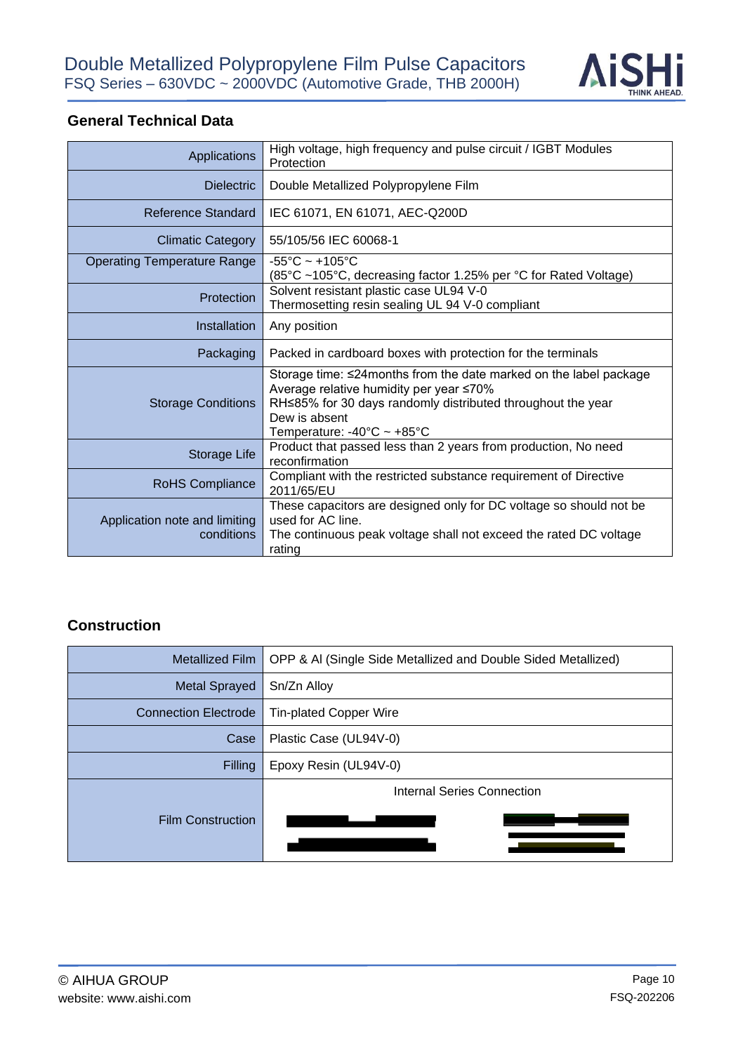## General Technical Data

| | |
|---|---|
| Applications | High voltage, high frequency and pulse circuit / IGBT Modules Protection |
| Dielectric | Double Metallized Polypropylene Film |
| Reference Standard | IEC 61071, EN 61071, AEC-Q200D |
| Climatic Category | 55/105/56 IEC 60068-1 |
| Operating Temperature Range | -55°C ~ +105°C<br>(85°C ~105°C, decreasing factor 1.25% per °C for Rated Voltage) |
| Protection | Solvent resistant plastic case UL94 V-0<br>Thermosetting resin sealing UL 94 V-0 compliant |
| Installation | Any position |
| Packaging | Packed in cardboard boxes with protection for the terminals |
| Storage Conditions | Storage time: ≤24months from the date marked on the label package<br>Average relative humidity per year ≤70%<br>RH≤85% for 30 days randomly distributed throughout the year<br>Dew is absent<br>Temperature: -40°C ~ +85°C |
| Storage Life | Product that passed less than 2 years from production, No need reconfirmation |
| RoHS Compliance | Compliant with the restricted substance requirement of Directive 2011/65/EU |
| Application note and limiting conditions | These capacitors are designed only for DC voltage so should not be used for AC line.<br>The continuous peak voltage shall not exceed the rated DC voltage rating |

## Construction

| | |
|---|---|
| Metallized Film | OPP & Al (Single Side Metallized and Double Sided Metallized) |
| Metal Sprayed | Sn/Zn Alloy |
| Connection Electrode | Tin-plated Copper Wire |
| Case | Plastic Case (UL94V-0) |
| Filling | Epoxy Resin (UL94V-0) |
| Film Construction | Internal Series Connection |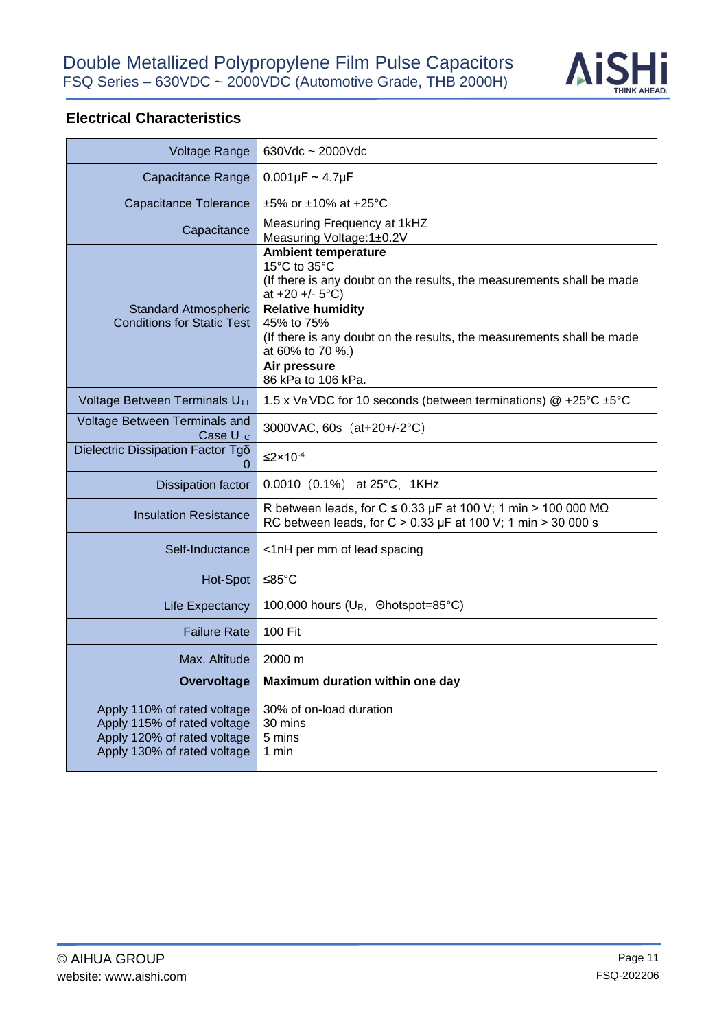## Electrical Characteristics

| | |
|---|---|
| Voltage Range | 630Vdc ~ 2000Vdc |
| Capacitance Range | 0.001μF ~ 4.7μF |
| Capacitance Tolerance | ±5% or ±10% at +25°C |
| Capacitance | Measuring Frequency at 1kHZ<br>Measuring Voltage:1±0.2V |
| Standard Atmospheric Conditions for Static Test | **Ambient temperature**<br>15°C to 35°C<br>(If there is any doubt on the results, the measurements shall be made at +20 +/- 5°C)<br>**Relative humidity**<br>45% to 75%<br>(If there is any doubt on the results, the measurements shall be made at 60% to 70 %.)<br>**Air pressure**<br>86 kPa to 106 kPa. |
| Voltage Between Terminals $U_{TT}$ | 1.5 x $V_R$ VDC for 10 seconds (between terminations) @ +25°C ±5°C |
| Voltage Between Terminals and Case $U_{TC}$ | 3000VAC, 60s（at+20+/-2°C） |
| Dielectric Dissipation Factor Tgδ 0 | ≤2×10$^{-4}$ |
| Dissipation factor | 0.0010（0.1%） at 25°C，1KHz |
| Insulation Resistance | R between leads, for C ≤ 0.33 μF at 100 V; 1 min > 100 000 MΩ<br>RC between leads, for C > 0.33 μF at 100 V; 1 min > 30 000 s |
| Self-Inductance | <1nH per mm of lead spacing |
| Hot-Spot | ≤85°C |
| Life Expectancy | 100,000 hours ($U_R$， Θhotspot=85°C) |
| Failure Rate | 100 Fit |
| Max. Altitude | 2000 m |
| **Overvoltage** | **Maximum duration within one day** |
| Apply 110% of rated voltage<br>Apply 115% of rated voltage<br>Apply 120% of rated voltage<br>Apply 130% of rated voltage | 30% of on-load duration<br>30 mins<br>5 mins<br>1 min |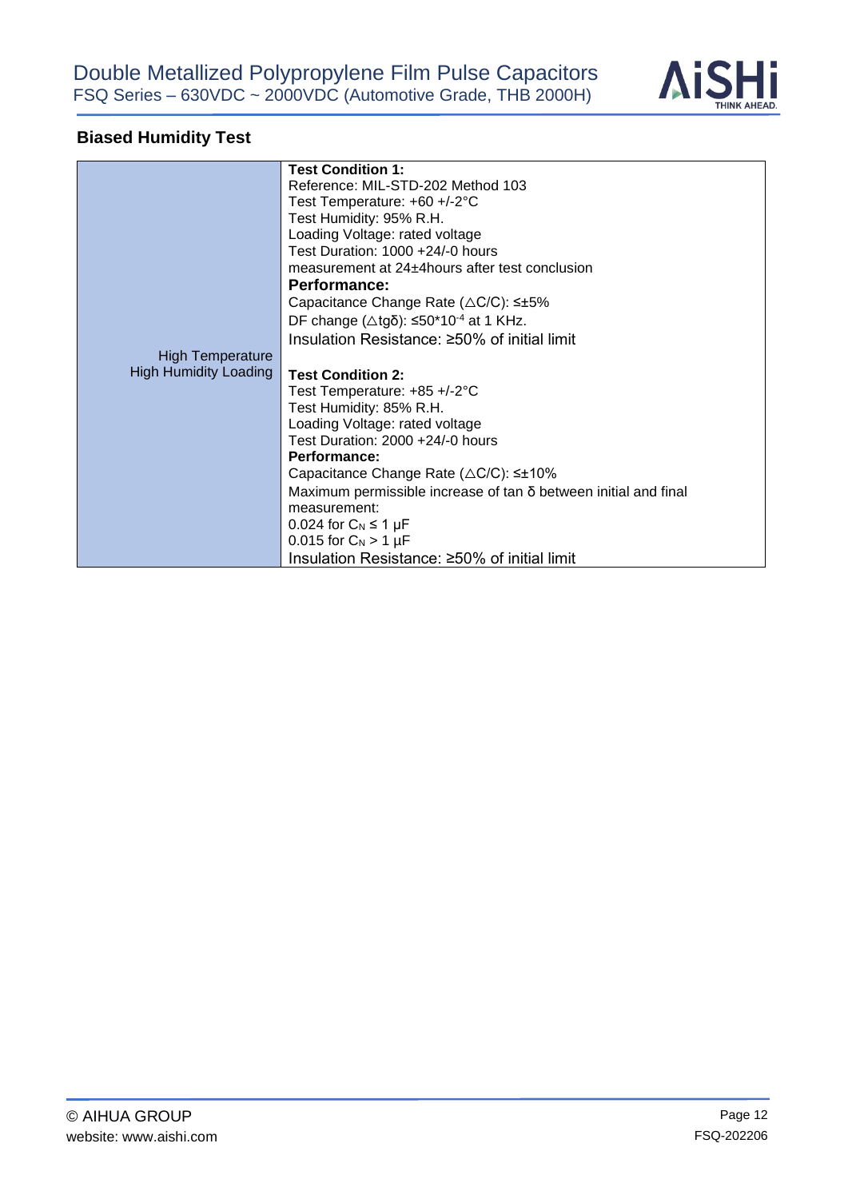## Biased Humidity Test

| | |
|---|---|
| High Temperature High Humidity Loading | **Test Condition 1:**<br>Reference: MIL-STD-202 Method 103<br>Test Temperature: +60 +/-2°C<br>Test Humidity: 95% R.H.<br>Loading Voltage: rated voltage<br>Test Duration: 1000 +24/-0 hours<br>measurement at 24±4hours after test conclusion<br>**Performance:**<br>Capacitance Change Rate (△C/C): ≤±5%<br>DF change (△tgδ): ≤$50*10^{-4}$ at 1 KHz.<br>Insulation Resistance: ≥50% of initial limit<br><br>**Test Condition 2:**<br>Test Temperature: +85 +/-2°C<br>Test Humidity: 85% R.H.<br>Loading Voltage: rated voltage<br>Test Duration: 2000 +24/-0 hours<br>**Performance:**<br>Capacitance Change Rate (△C/C): ≤±10%<br>Maximum permissible increase of tan δ between initial and final measurement:<br>0.024 for $C_N$ ≤ 1 μF<br>0.015 for $C_N$ > 1 μF<br>Insulation Resistance: ≥50% of initial limit |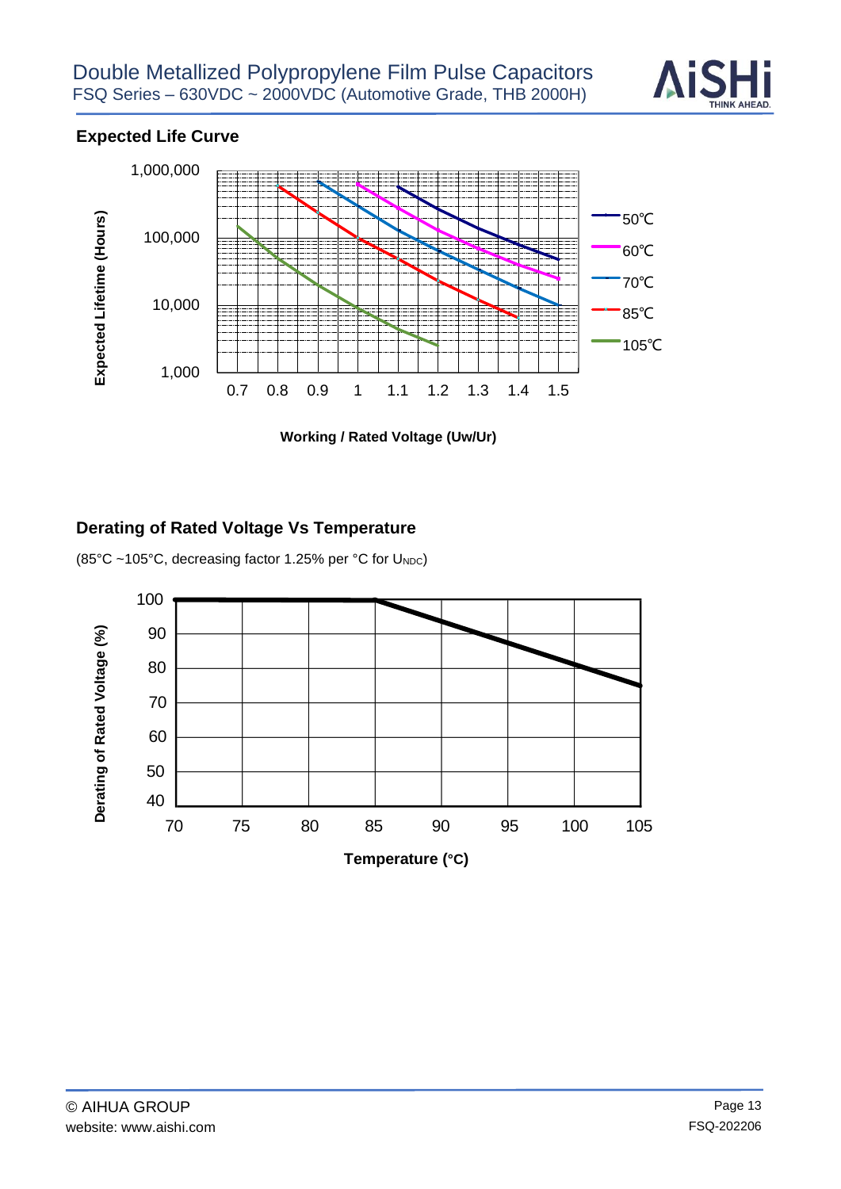### Expected Life Curve

Expected Lifetime (Hours)

1,000,000
100,000
10,000
1,000

0.7 0.8 0.9 1 1.1 1.2 1.3 1.4 1.5

Working / Rated Voltage (Uw/Ur)

50℃
60℃
70℃
85℃
105℃

### Derating of Rated Voltage Vs Temperature

(85°C ~105°C, decreasing factor 1.25% per °C for $U_{NDC}$)

Derating of Rated Voltage (%)

100
90
80
70
60
50
40

70 75 80 85 90 95 100 105

Temperature (°C)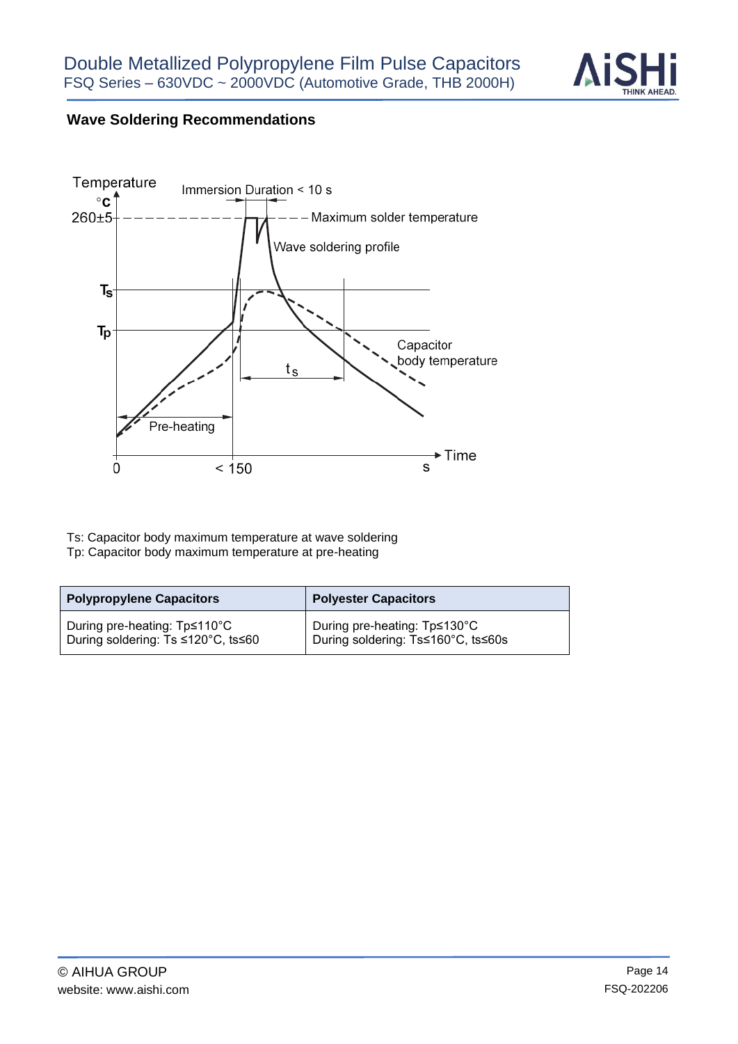## Wave Soldering Recommendations

Ts: Capacitor body maximum temperature at wave soldering
Tp: Capacitor body maximum temperature at pre-heating

| Polypropylene Capacitors | Polyester Capacitors |
| --- | --- |
| During pre-heating: Tp≤110°C<br>During soldering: Ts ≤120°C, ts≤60 | During pre-heating: Tp≤130°C<br>During soldering: Ts≤160°C, ts≤60s |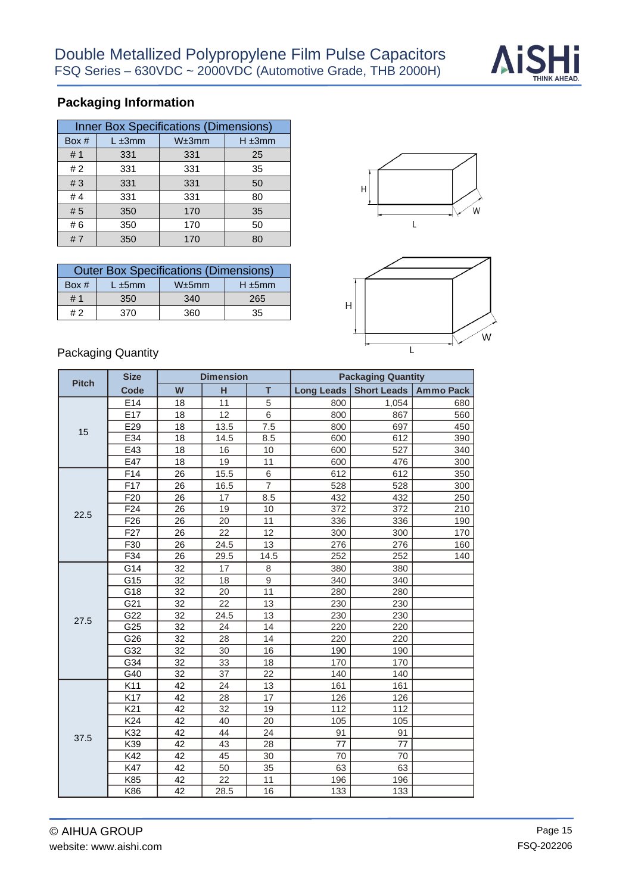## Packaging Information

| Inner Box Specifications (Dimensions) | | | |
|---|---|---|---|
| Box # | L ±3mm | W±3mm | H ±3mm |
| # 1 | 331 | 331 | 25 |
| # 2 | 331 | 331 | 35 |
| # 3 | 331 | 331 | 50 |
| # 4 | 331 | 331 | 80 |
| # 5 | 350 | 170 | 35 |
| # 6 | 350 | 170 | 50 |
| # 7 | 350 | 170 | 80 |

| Outer Box Specifications (Dimensions) | | | |
|---|---|---|---|
| Box # | L ±5mm | W±5mm | H ±5mm |
| # 1 | 350 | 340 | 265 |
| # 2 | 370 | 360 | 35 |

Packaging Quantity

| Pitch | Size Code | Dimension W | Dimension H | Dimension T | Packaging Quantity Long Leads | Packaging Quantity Short Leads | Packaging Quantity Ammo Pack |
|---|---|---|---|---|---|---|---|
| 15 | E14 | 18 | 11 | 5 | 800 | 1,054 | 680 |
| | E17 | 18 | 12 | 6 | 800 | 867 | 560 |
| | E29 | 18 | 13.5 | 7.5 | 800 | 697 | 450 |
| | E34 | 18 | 14.5 | 8.5 | 600 | 612 | 390 |
| | E43 | 18 | 16 | 10 | 600 | 527 | 340 |
| | E47 | 18 | 19 | 11 | 600 | 476 | 300 |
| 22.5 | F14 | 26 | 15.5 | 6 | 612 | 612 | 350 |
| | F17 | 26 | 16.5 | 7 | 528 | 528 | 300 |
| | F20 | 26 | 17 | 8.5 | 432 | 432 | 250 |
| | F24 | 26 | 19 | 10 | 372 | 372 | 210 |
| | F26 | 26 | 20 | 11 | 336 | 336 | 190 |
| | F27 | 26 | 22 | 12 | 300 | 300 | 170 |
| | F30 | 26 | 24.5 | 13 | 276 | 276 | 160 |
| | F34 | 26 | 29.5 | 14.5 | 252 | 252 | 140 |
| 27.5 | G14 | 32 | 17 | 8 | 380 | 380 | |
| | G15 | 32 | 18 | 9 | 340 | 340 | |
| | G18 | 32 | 20 | 11 | 280 | 280 | |
| | G21 | 32 | 22 | 13 | 230 | 230 | |
| | G22 | 32 | 24.5 | 13 | 230 | 230 | |
| | G25 | 32 | 24 | 14 | 220 | 220 | |
| | G26 | 32 | 28 | 14 | 220 | 220 | |
| | G32 | 32 | 30 | 16 | 190 | 190 | |
| | G34 | 32 | 33 | 18 | 170 | 170 | |
| | G40 | 32 | 37 | 22 | 140 | 140 | |
| 37.5 | K11 | 42 | 24 | 13 | 161 | 161 | |
| | K17 | 42 | 28 | 17 | 126 | 126 | |
| | K21 | 42 | 32 | 19 | 112 | 112 | |
| | K24 | 42 | 40 | 20 | 105 | 105 | |
| | K32 | 42 | 44 | 24 | 91 | 91 | |
| | K39 | 42 | 43 | 28 | 77 | 77 | |
| | K42 | 42 | 45 | 30 | 70 | 70 | |
| | K47 | 42 | 50 | 35 | 63 | 63 | |
| | K85 | 42 | 22 | 11 | 196 | 196 | |
| | K86 | 42 | 28.5 | 16 | 133 | 133 | |

© AIHUA GROUP
website: www.aishi.com

FSQ-202206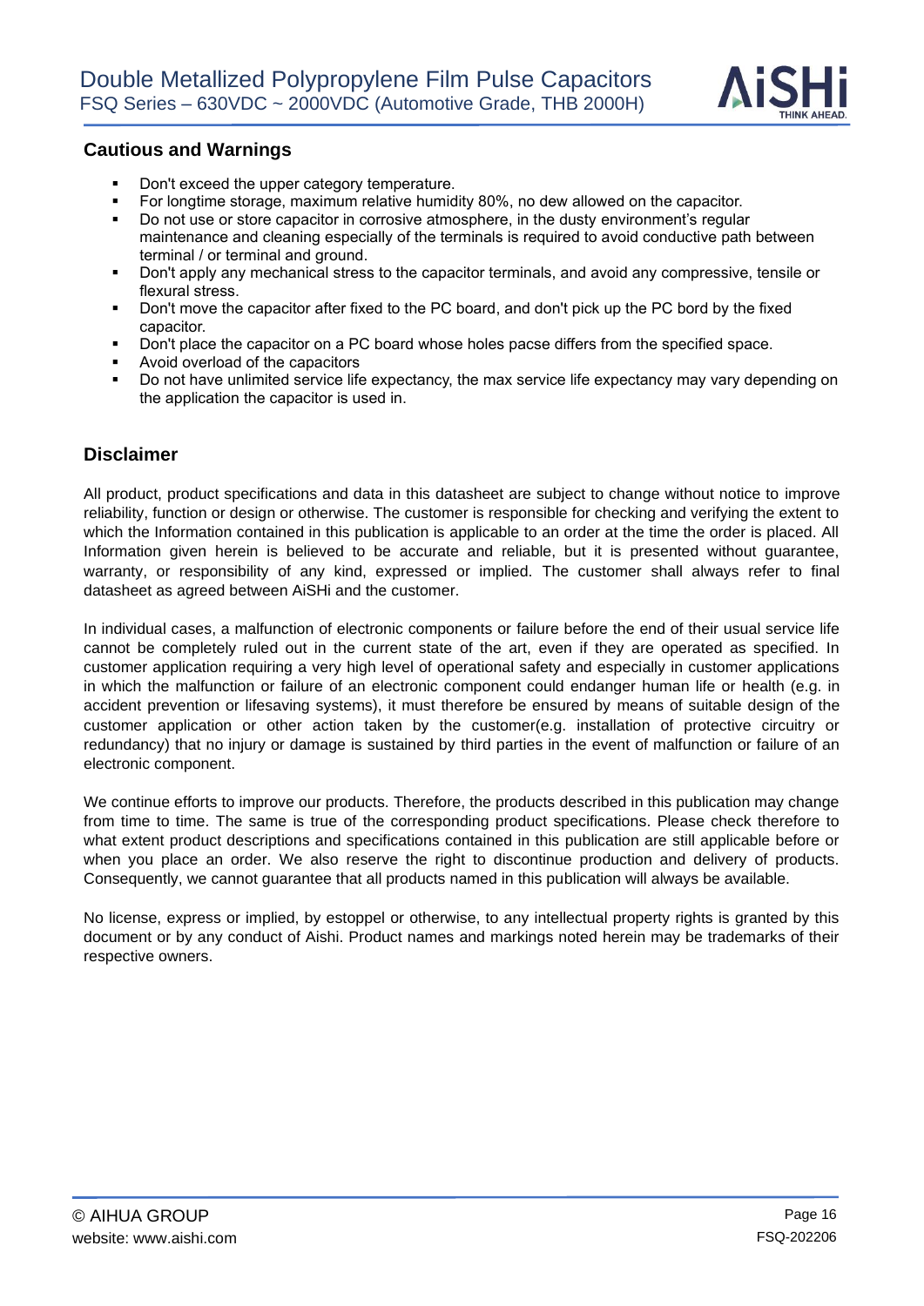## Cautious and Warnings

- Don't exceed the upper category temperature.
- For longtime storage, maximum relative humidity 80%, no dew allowed on the capacitor.
- Do not use or store capacitor in corrosive atmosphere, in the dusty environment's regular maintenance and cleaning especially of the terminals is required to avoid conductive path between terminal / or terminal and ground.
- Don't apply any mechanical stress to the capacitor terminals, and avoid any compressive, tensile or flexural stress.
- Don't move the capacitor after fixed to the PC board, and don't pick up the PC bord by the fixed capacitor.
- Don't place the capacitor on a PC board whose holes pacse differs from the specified space.
- Avoid overload of the capacitors
- Do not have unlimited service life expectancy, the max service life expectancy may vary depending on the application the capacitor is used in.

## Disclaimer

All product, product specifications and data in this datasheet are subject to change without notice to improve reliability, function or design or otherwise. The customer is responsible for checking and verifying the extent to which the Information contained in this publication is applicable to an order at the time the order is placed. All Information given herein is believed to be accurate and reliable, but it is presented without guarantee, warranty, or responsibility of any kind, expressed or implied. The customer shall always refer to final datasheet as agreed between AiSHi and the customer.

In individual cases, a malfunction of electronic components or failure before the end of their usual service life cannot be completely ruled out in the current state of the art, even if they are operated as specified. In customer application requiring a very high level of operational safety and especially in customer applications in which the malfunction or failure of an electronic component could endanger human life or health (e.g. in accident prevention or lifesaving systems), it must therefore be ensured by means of suitable design of the customer application or other action taken by the customer(e.g. installation of protective circuitry or redundancy) that no injury or damage is sustained by third parties in the event of malfunction or failure of an electronic component.

We continue efforts to improve our products. Therefore, the products described in this publication may change from time to time. The same is true of the corresponding product specifications. Please check therefore to what extent product descriptions and specifications contained in this publication are still applicable before or when you place an order. We also reserve the right to discontinue production and delivery of products. Consequently, we cannot guarantee that all products named in this publication will always be available.

No license, express or implied, by estoppel or otherwise, to any intellectual property rights is granted by this document or by any conduct of Aishi. Product names and markings noted herein may be trademarks of their respective owners.